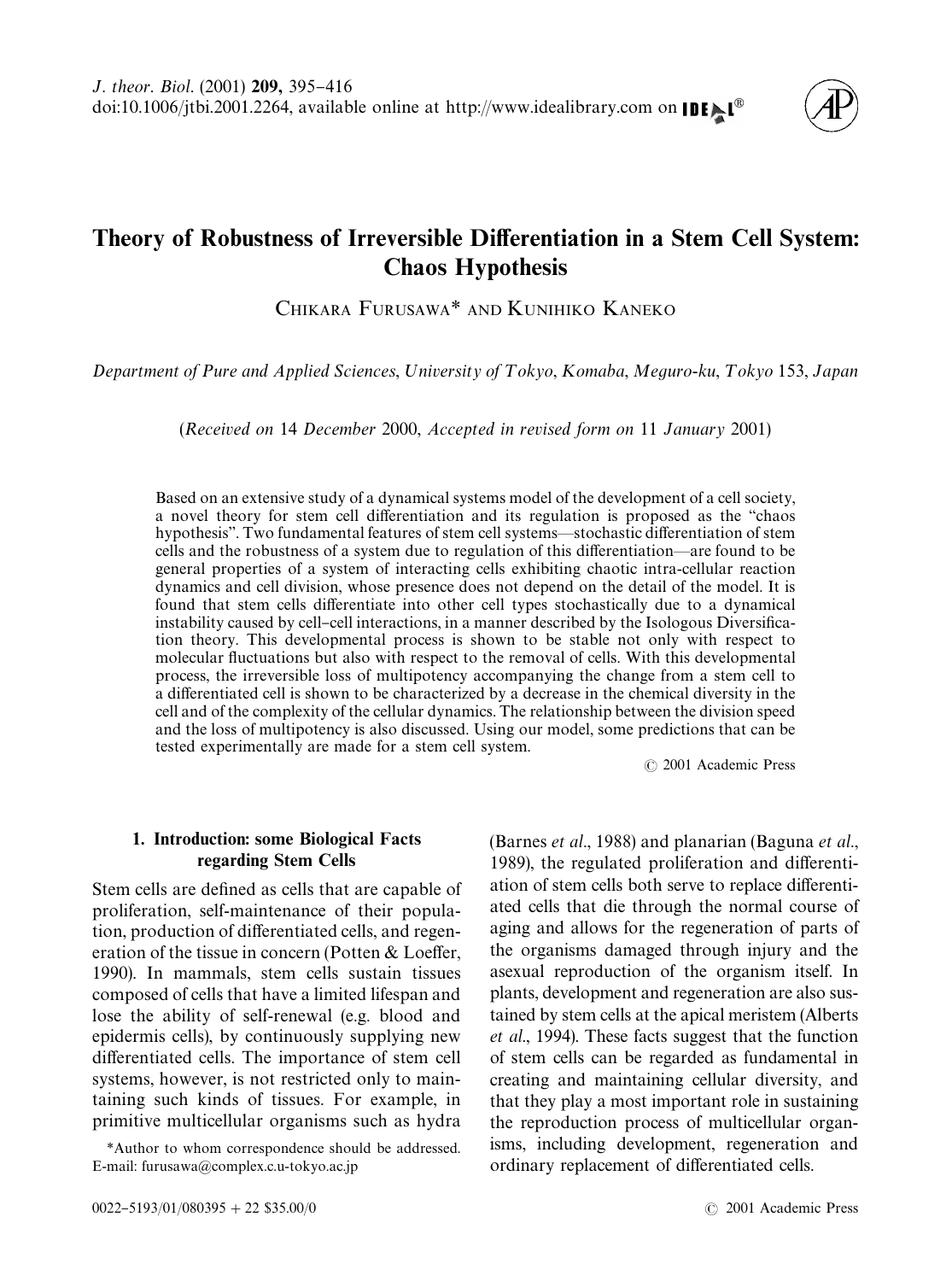# Theory of Robustness of Irreversible Differentiation in a Stem Cell System: Chaos Hypothesis

Chikara Furusawa* and Kunihiko Kaneko

*Department of Pure and Applied Sciences, University of Tokyo, Komaba, Meguro-ku, Tokyo 153, Japan*

(*Received on* 14 *December* 2000, *Accepted in revised form on* 11 *January* 2001)

Based on an extensive study of a dynamical systems model of the development of a cell society, a novel theory for stem cell differentiation and its regulation is proposed as the "chaos hypothesis". Two fundamental features of stem cell systems—stochastic differentiation of stem cells and the robustness of a system due to regulation of this differentiation—are found to be general properties of a system of interacting cells exhibiting chaotic intra-cellular reaction dynamics and cell division, whose presence does not depend on the detail of the model. It is found that stem cells differentiate into other cell types stochastically due to a dynamical instability caused by cell–cell interactions, in a manner described by the Isologous Diversification theory. This developmental process is shown to be stable not only with respect to molecular fluctuations but also with respect to the removal of cells. With this developmental process, the irreversible loss of multipotency accompanying the change from a stem cell to a differentiated cell is shown to be characterized by a decrease in the chemical diversity in the cell and of the complexity of the cellular dynamics. The relationship between the division speed and the loss of multipotency is also discussed. Using our model, some predictions that can be tested experimentally are made for a stem cell system.

© 2001 Academic Press

## 1. Introduction: some Biological Facts regarding Stem Cells

Stem cells are defined as cells that are capable of proliferation, self-maintenance of their population, production of differentiated cells, and regeneration of the tissue in concern (Potten & Loeffer, 1990). In mammals, stem cells sustain tissues composed of cells that have a limited lifespan and lose the ability of self-renewal (e.g. blood and epidermis cells), by continuously supplying new differentiated cells. The importance of stem cell systems, however, is not restricted only to maintaining such kinds of tissues. For example, in primitive multicellular organisms such as hydra (Barnes *et al*., 1988) and planarian (Baguna *et al*., 1989), the regulated proliferation and differentiation of stem cells both serve to replace differentiated cells that die through the normal course of aging and allows for the regeneration of parts of the organisms damaged through injury and the asexual reproduction of the organism itself. In plants, development and regeneration are also sustained by stem cells at the apical meristem (Alberts *et al*., 1994). These facts suggest that the function of stem cells can be regarded as fundamental in creating and maintaining cellular diversity, and that they play a most important role in sustaining the reproduction process of multicellular organisms, including development, regeneration and ordinary replacement of differentiated cells.

*Author to whom correspondence should be addressed. E-mail: furusawa@complex.c.u-tokyo.ac.jp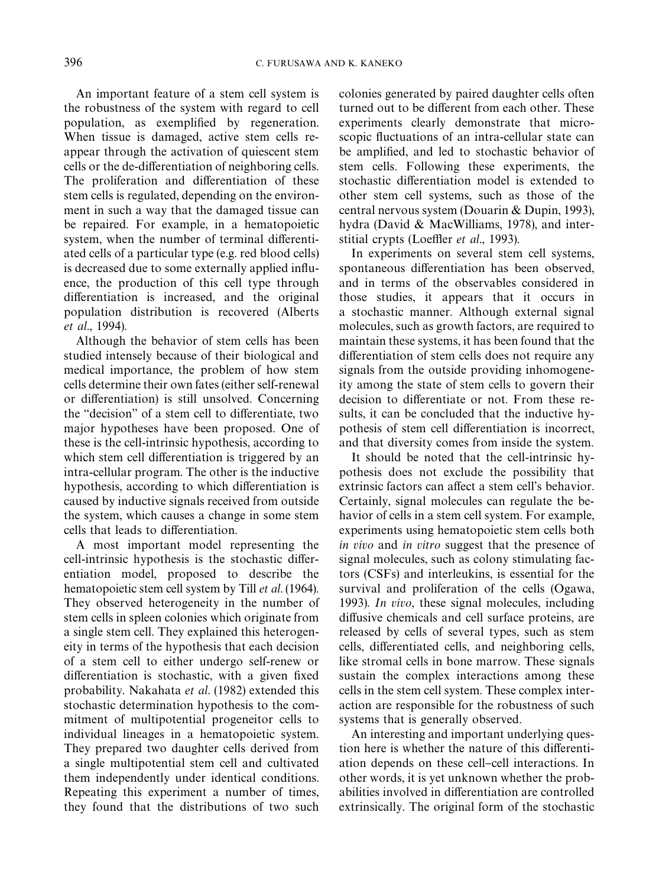An important feature of a stem cell system is the robustness of the system with regard to cell population, as exemplified by regeneration. When tissue is damaged, active stem cells reappear through the activation of quiescent stem cells or the de-differentiation of neighboring cells. The proliferation and differentiation of these stem cells is regulated, depending on the environment in such a way that the damaged tissue can be repaired. For example, in a hematopoietic system, when the number of terminal differentiated cells of a particular type (e.g. red blood cells) is decreased due to some externally applied influence, the production of this cell type through differentiation is increased, and the original population distribution is recovered (Alberts *et al*., 1994).

Although the behavior of stem cells has been studied intensely because of their biological and medical importance, the problem of how stem cells determine their own fates (either self-renewal or differentiation) is still unsolved. Concerning the "decision" of a stem cell to differentiate, two major hypotheses have been proposed. One of these is the cell-intrinsic hypothesis, according to which stem cell differentiation is triggered by an intra-cellular program. The other is the inductive hypothesis, according to which differentiation is caused by inductive signals received from outside the system, which causes a change in some stem cells that leads to differentiation.

A most important model representing the cell-intrinsic hypothesis is the stochastic differentiation model, proposed to describe the hematopoietic stem cell system by Till *et al*. (1964). They observed heterogeneity in the number of stem cells in spleen colonies which originate from a single stem cell. They explained this heterogeneity in terms of the hypothesis that each decision of a stem cell to either undergo self-renew or differentiation is stochastic, with a given fixed probability. Nakahata *et al*. (1982) extended this stochastic determination hypothesis to the commitment of multipotential progeneitor cells to individual lineages in a hematopoietic system. They prepared two daughter cells derived from a single multipotential stem cell and cultivated them independently under identical conditions. Repeating this experiment a number of times, they found that the distributions of two such colonies generated by paired daughter cells often turned out to be different from each other. These experiments clearly demonstrate that microscopic fluctuations of an intra-cellular state can be amplified, and led to stochastic behavior of stem cells. Following these experiments, the stochastic differentiation model is extended to other stem cell systems, such as those of the central nervous system (Douarin & Dupin, 1993), hydra (David & MacWilliams, 1978), and interstitial crypts (Loeffler *et al*., 1993).

In experiments on several stem cell systems, spontaneous differentiation has been observed, and in terms of the observables considered in those studies, it appears that it occurs in a stochastic manner. Although external signal molecules, such as growth factors, are required to maintain these systems, it has been found that the differentiation of stem cells does not require any signals from the outside providing inhomogeneity among the state of stem cells to govern their decision to differentiate or not. From these results, it can be concluded that the inductive hypothesis of stem cell differentiation is incorrect, and that diversity comes from inside the system.

It should be noted that the cell-intrinsic hypothesis does not exclude the possibility that extrinsic factors can affect a stem cell's behavior. Certainly, signal molecules can regulate the behavior of cells in a stem cell system. For example, experiments using hematopoietic stem cells both *in vivo* and *in vitro* suggest that the presence of signal molecules, such as colony stimulating factors (CSFs) and interleukins, is essential for the survival and proliferation of the cells (Ogawa, 1993). *In vivo*, these signal molecules, including diffusive chemicals and cell surface proteins, are released by cells of several types, such as stem cells, differentiated cells, and neighboring cells, like stromal cells in bone marrow. These signals sustain the complex interactions among these cells in the stem cell system. These complex interaction are responsible for the robustness of such systems that is generally observed.

An interesting and important underlying question here is whether the nature of this differentiation depends on these cell–cell interactions. In other words, it is yet unknown whether the probabilities involved in differentiation are controlled extrinsically. The original form of the stochastic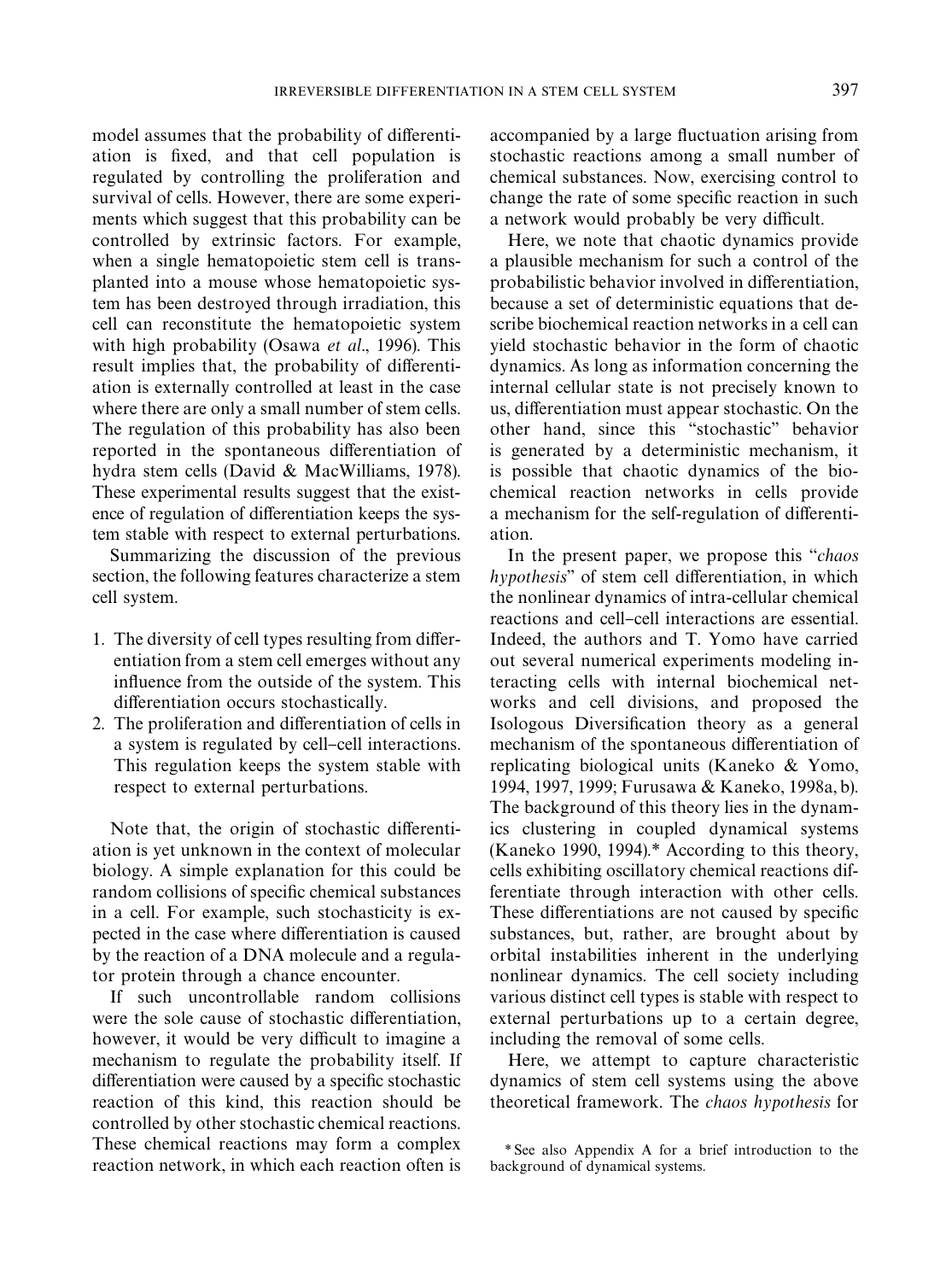model assumes that the probability of differentiation is fixed, and that cell population is regulated by controlling the proliferation and survival of cells. However, there are some experiments which suggest that this probability can be controlled by extrinsic factors. For example, when a single hematopoietic stem cell is transplanted into a mouse whose hematopoietic system has been destroyed through irradiation, this cell can reconstitute the hematopoietic system with high probability (Osawa *et al*., 1996). This result implies that, the probability of differentiation is externally controlled at least in the case where there are only a small number of stem cells. The regulation of this probability has also been reported in the spontaneous differentiation of hydra stem cells (David & MacWilliams, 1978). These experimental results suggest that the existence of regulation of differentiation keeps the system stable with respect to external perturbations.

Summarizing the discussion of the previous section, the following features characterize a stem cell system.

1. The diversity of cell types resulting from differentiation from a stem cell emerges without any influence from the outside of the system. This differentiation occurs stochastically.
2. The proliferation and differentiation of cells in a system is regulated by cell–cell interactions. This regulation keeps the system stable with respect to external perturbations.

Note that, the origin of stochastic differentiation is yet unknown in the context of molecular biology. A simple explanation for this could be random collisions of specific chemical substances in a cell. For example, such stochasticity is expected in the case where differentiation is caused by the reaction of a DNA molecule and a regulator protein through a chance encounter.

If such uncontrollable random collisions were the sole cause of stochastic differentiation, however, it would be very difficult to imagine a mechanism to regulate the probability itself. If differentiation were caused by a specific stochastic reaction of this kind, this reaction should be controlled by other stochastic chemical reactions. These chemical reactions may form a complex reaction network, in which each reaction often is accompanied by a large fluctuation arising from stochastic reactions among a small number of chemical substances. Now, exercising control to change the rate of some specific reaction in such a network would probably be very difficult.

Here, we note that chaotic dynamics provide a plausible mechanism for such a control of the probabilistic behavior involved in differentiation, because a set of deterministic equations that describe biochemical reaction networks in a cell can yield stochastic behavior in the form of chaotic dynamics. As long as information concerning the internal cellular state is not precisely known to us, differentiation must appear stochastic. On the other hand, since this "stochastic" behavior is generated by a deterministic mechanism, it is possible that chaotic dynamics of the biochemical reaction networks in cells provide a mechanism for the self-regulation of differentiation.

In the present paper, we propose this "*chaos hypothesis*" of stem cell differentiation, in which the nonlinear dynamics of intra-cellular chemical reactions and cell–cell interactions are essential. Indeed, the authors and T. Yomo have carried out several numerical experiments modeling interacting cells with internal biochemical networks and cell divisions, and proposed the Isologous Diversification theory as a general mechanism of the spontaneous differentiation of replicating biological units (Kaneko & Yomo, 1994, 1997, 1999; Furusawa & Kaneko, 1998a, b). The background of this theory lies in the dynamics clustering in coupled dynamical systems (Kaneko 1990, 1994).* According to this theory, cells exhibiting oscillatory chemical reactions differentiate through interaction with other cells. These differentiations are not caused by specific substances, but, rather, are brought about by orbital instabilities inherent in the underlying nonlinear dynamics. The cell society including various distinct cell types is stable with respect to external perturbations up to a certain degree, including the removal of some cells.

Here, we attempt to capture characteristic dynamics of stem cell systems using the above theoretical framework. The *chaos hypothesis* for

*See also Appendix A for a brief introduction to the background of dynamical systems.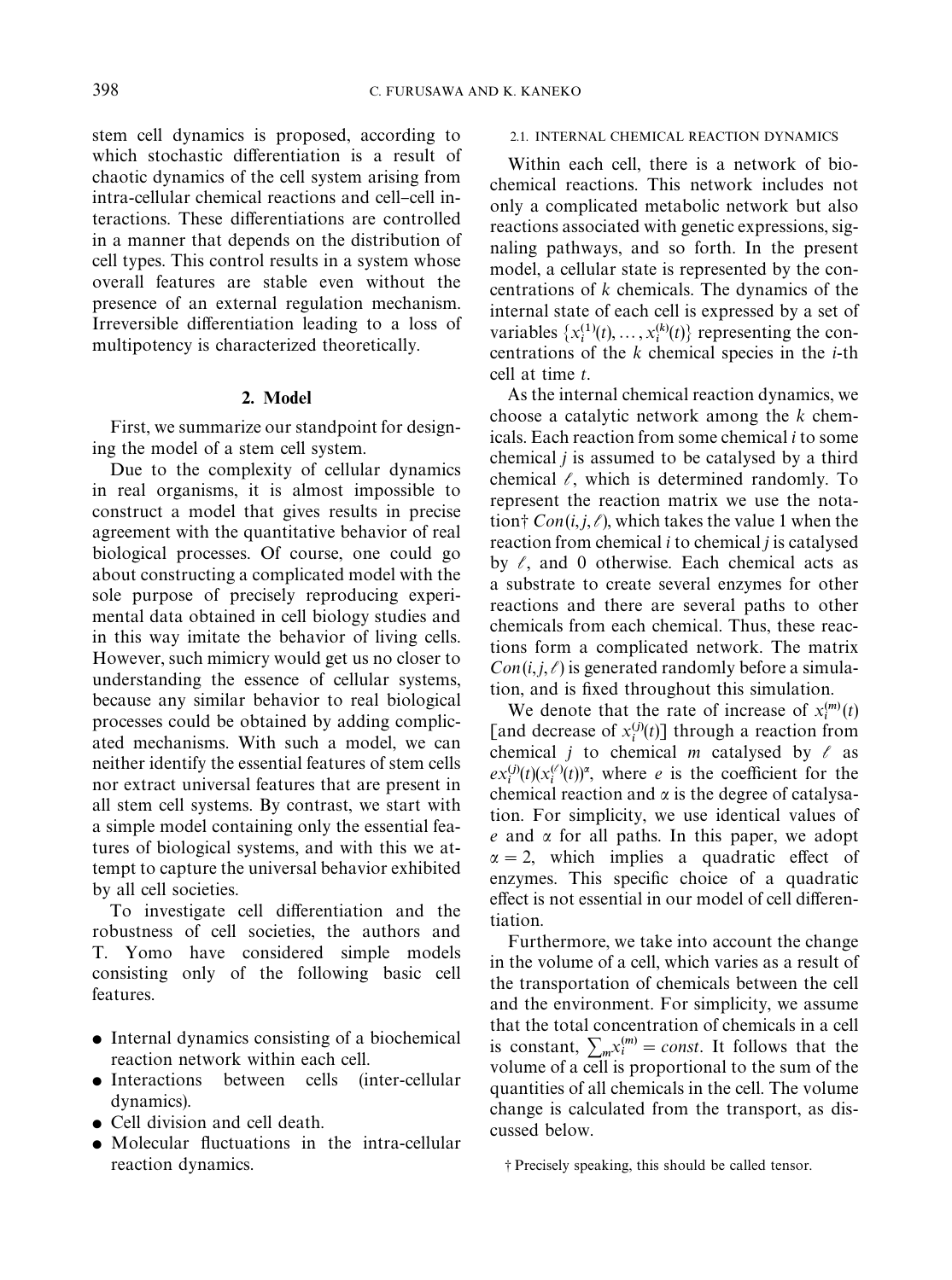stem cell dynamics is proposed, according to which stochastic differentiation is a result of chaotic dynamics of the cell system arising from intra-cellular chemical reactions and cell–cell interactions. These differentiations are controlled in a manner that depends on the distribution of cell types. This control results in a system whose overall features are stable even without the presence of an external regulation mechanism. Irreversible differentiation leading to a loss of multipotency is characterized theoretically.

## 2. Model

First, we summarize our standpoint for designing the model of a stem cell system.

Due to the complexity of cellular dynamics in real organisms, it is almost impossible to construct a model that gives results in precise agreement with the quantitative behavior of real biological processes. Of course, one could go about constructing a complicated model with the sole purpose of precisely reproducing experimental data obtained in cell biology studies and in this way imitate the behavior of living cells. However, such mimicry would get us no closer to understanding the essence of cellular systems, because any similar behavior to real biological processes could be obtained by adding complicated mechanisms. With such a model, we can neither identify the essential features of stem cells nor extract universal features that are present in all stem cell systems. By contrast, we start with a simple model containing only the essential features of biological systems, and with this we attempt to capture the universal behavior exhibited by all cell societies.

To investigate cell differentiation and the robustness of cell societies, the authors and T. Yomo have considered simple models consisting only of the following basic cell features.

- Internal dynamics consisting of a biochemical reaction network within each cell.
- Interactions between cells (inter-cellular dynamics).
- Cell division and cell death.
- Molecular fluctuations in the intra-cellular reaction dynamics.

### 2.1. Internal Chemical Reaction Dynamics

Within each cell, there is a network of biochemical reactions. This network includes not only a complicated metabolic network but also reactions associated with genetic expressions, signaling pathways, and so forth. In the present model, a cellular state is represented by the concentrations of $k$ chemicals. The dynamics of the internal state of each cell is expressed by a set of variables $\{x_i^{(1)}(t), \ldots, x_i^{(k)}(t)\}$ representing the concentrations of the $k$ chemical species in the $i$-th cell at time $t$.

As the internal chemical reaction dynamics, we choose a catalytic network among the $k$ chemicals. Each reaction from some chemical $i$ to some chemical $j$ is assumed to be catalysed by a third chemical $\ell$, which is determined randomly. To represent the reaction matrix we use the notation† $Con(i, j, \ell)$, which takes the value 1 when the reaction from chemical $i$ to chemical $j$ is catalysed by $\ell$, and 0 otherwise. Each chemical acts as a substrate to create several enzymes for other reactions and there are several paths to other chemicals from each chemical. Thus, these reactions form a complicated network. The matrix $Con(i, j, \ell)$ is generated randomly before a simulation, and is fixed throughout this simulation.

We denote that the rate of increase of $x_i^{(m)}(t)$ [and decrease of $x_i^{(j)}(t)$] through a reaction from chemical $j$ to chemical $m$ catalysed by $\ell$ as $ex_i^{(j)}(t)(x_i^{(\ell)}(t))^{\alpha}$, where $e$ is the coefficient for the chemical reaction and $\alpha$ is the degree of catalysation. For simplicity, we use identical values of $e$ and $\alpha$ for all paths. In this paper, we adopt $\alpha = 2$, which implies a quadratic effect of enzymes. This specific choice of a quadratic effect is not essential in our model of cell differentiation.

Furthermore, we take into account the change in the volume of a cell, which varies as a result of the transportation of chemicals between the cell and the environment. For simplicity, we assume that the total concentration of chemicals in a cell is constant, $\sum_m x_i^{(m)} = const$. It follows that the volume of a cell is proportional to the sum of the quantities of all chemicals in the cell. The volume change is calculated from the transport, as discussed below.

† Precisely speaking, this should be called tensor.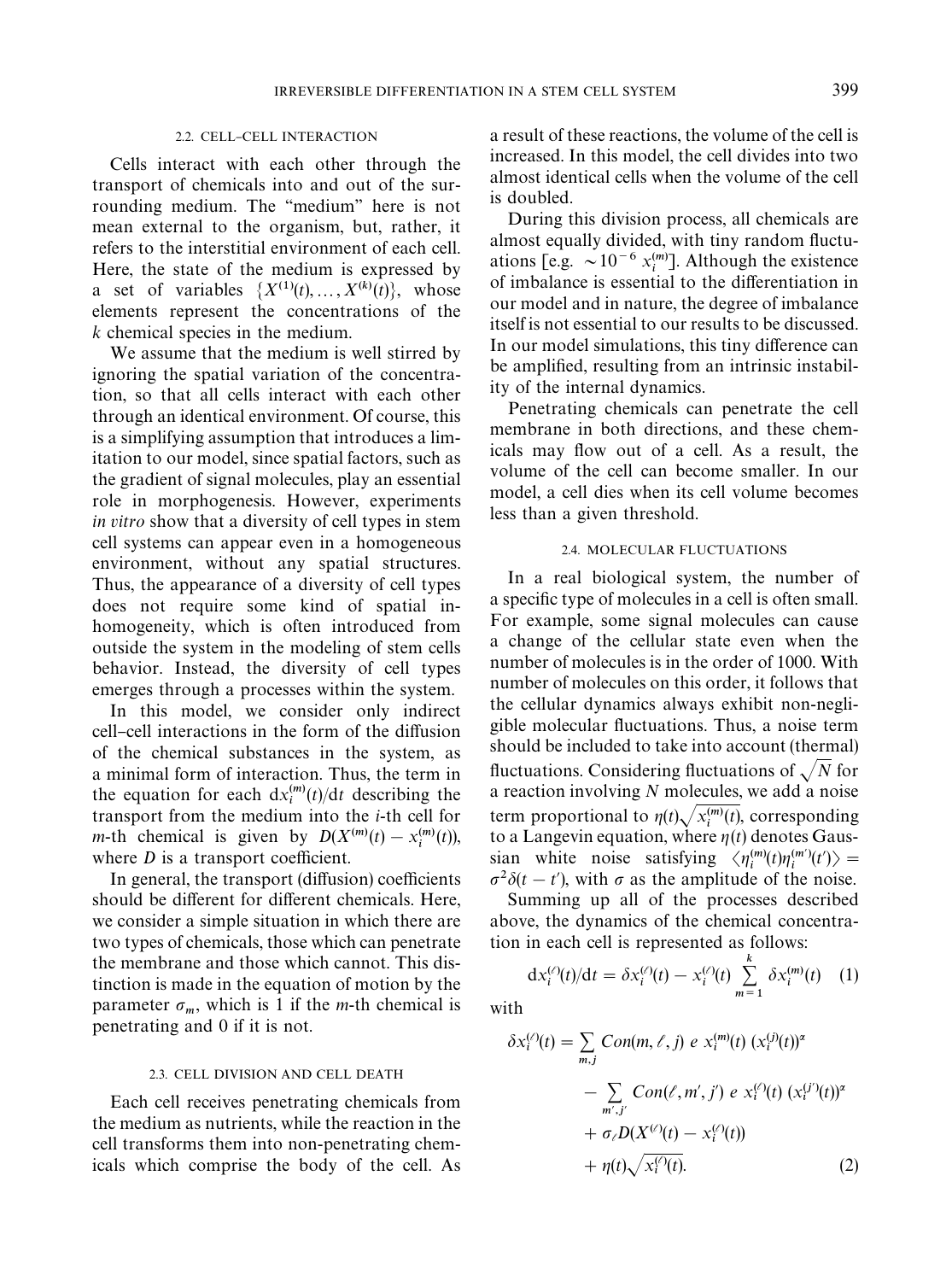### 2.2. CELL–CELL INTERACTION

Cells interact with each other through the transport of chemicals into and out of the surrounding medium. The "medium" here is not mean external to the organism, but, rather, it refers to the interstitial environment of each cell. Here, the state of the medium is expressed by a set of variables $\{X^{(1)}(t), \ldots, X^{(k)}(t)\}$, whose elements represent the concentrations of the $k$ chemical species in the medium.

We assume that the medium is well stirred by ignoring the spatial variation of the concentration, so that all cells interact with each other through an identical environment. Of course, this is a simplifying assumption that introduces a limitation to our model, since spatial factors, such as the gradient of signal molecules, play an essential role in morphogenesis. However, experiments *in vitro* show that a diversity of cell types in stem cell systems can appear even in a homogeneous environment, without any spatial structures. Thus, the appearance of a diversity of cell types does not require some kind of spatial inhomogeneity, which is often introduced from outside the system in the modeling of stem cells behavior. Instead, the diversity of cell types emerges through a processes within the system.

In this model, we consider only indirect cell–cell interactions in the form of the diffusion of the chemical substances in the system, as a minimal form of interaction. Thus, the term in the equation for each $\mathrm{d}x_i^{(m)}(t)/\mathrm{d}t$ describing the transport from the medium into the $i$-th cell for $m$-th chemical is given by $D(X^{(m)}(t) - x_i^{(m)}(t))$, where $D$ is a transport coefficient.

In general, the transport (diffusion) coefficients should be different for different chemicals. Here, we consider a simple situation in which there are two types of chemicals, those which can penetrate the membrane and those which cannot. This distinction is made in the equation of motion by the parameter $\sigma_m$, which is 1 if the $m$-th chemical is penetrating and 0 if it is not.

### 2.3. CELL DIVISION AND CELL DEATH

Each cell receives penetrating chemicals from the medium as nutrients, while the reaction in the cell transforms them into non-penetrating chemicals which comprise the body of the cell. As a result of these reactions, the volume of the cell is increased. In this model, the cell divides into two almost identical cells when the volume of the cell is doubled.

During this division process, all chemicals are almost equally divided, with tiny random fluctuations [e.g. $\sim 10^{-6}\, x_i^{(m)}$]. Although the existence of imbalance is essential to the differentiation in our model and in nature, the degree of imbalance itself is not essential to our results to be discussed. In our model simulations, this tiny difference can be amplified, resulting from an intrinsic instability of the internal dynamics.

Penetrating chemicals can penetrate the cell membrane in both directions, and these chemicals may flow out of a cell. As a result, the volume of the cell can become smaller. In our model, a cell dies when its cell volume becomes less than a given threshold.

### 2.4. MOLECULAR FLUCTUATIONS

In a real biological system, the number of a specific type of molecules in a cell is often small. For example, some signal molecules can cause a change of the cellular state even when the number of molecules is in the order of 1000. With number of molecules on this order, it follows that the cellular dynamics always exhibit non-negligible molecular fluctuations. Thus, a noise term should be included to take into account (thermal) fluctuations. Considering fluctuations of $\sqrt{N}$ for a reaction involving $N$ molecules, we add a noise term proportional to $\eta(t)\sqrt{x_i^{(m)}(t)}$, corresponding to a Langevin equation, where $\eta(t)$ denotes Gaussian white noise satisfying $\langle \eta_i^{(m)}(t)\eta_i^{(m')}(t')\rangle = \sigma^2\delta(t - t')$, with $\sigma$ as the amplitude of the noise.

Summing up all of the processes described above, the dynamics of the chemical concentration in each cell is represented as follows:

$$\mathrm{d}x_i^{(\ell)}(t)/\mathrm{d}t = \delta x_i^{(\ell)}(t) - x_i^{(\ell)}(t) \sum_{m=1}^{k} \delta x_i^{(m)}(t) \quad (1)$$

with

$$\begin{aligned} \delta x_i^{(\ell)}(t) = & \sum_{m,j} Con(m, \ell, j)\ e\ x_i^{(m)}(t)\ (x_i^{(j)}(t))^{\alpha} \\ & - \sum_{m',j'} Con(\ell, m', j')\ e\ x_i^{(\ell)}(t)\ (x_i^{(j')}(t))^{\alpha} \\ & + \sigma_\ell D(X^{(\ell)}(t) - x_i^{(\ell)}(t)) \\ & + \eta(t)\sqrt{x_i^{(\ell)}(t)}. \end{aligned} \quad (2)$$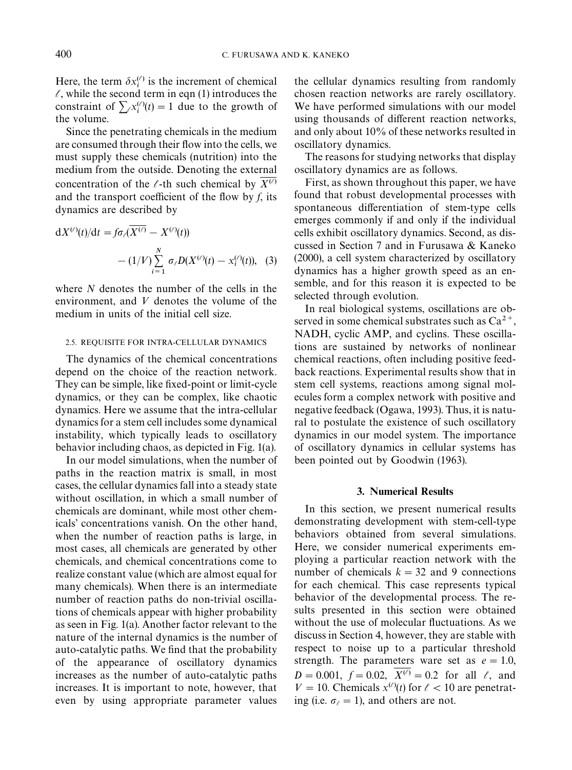Here, the term $\delta x_i^{(\ell)}$ is the increment of chemical $\ell$, while the second term in eqn (1) introduces the constraint of $\sum_\ell x_i^{(\ell)}(t) = 1$ due to the growth of the volume.

Since the penetrating chemicals in the medium are consumed through their flow into the cells, we must supply these chemicals (nutrition) into the medium from the outside. Denoting the external concentration of the $\ell$-th such chemical by $\overline{X^{(\ell)}}$ and the transport coefficient of the flow by $f$, its dynamics are described by

$$\mathrm{d}X^{(\ell)}(t)/\mathrm{d}t = f\sigma_\ell(\overline{X^{(\ell)}} - X^{(\ell)}(t)) - (1/V)\sum_{i=1}^{N} \sigma_\ell D(X^{(\ell)}(t) - x_i^{(\ell)}(t)), \quad (3)$$

where $N$ denotes the number of the cells in the environment, and $V$ denotes the volume of the medium in units of the initial cell size.

### 2.5. REQUISITE FOR INTRA-CELLULAR DYNAMICS

The dynamics of the chemical concentrations depend on the choice of the reaction network. They can be simple, like fixed-point or limit-cycle dynamics, or they can be complex, like chaotic dynamics. Here we assume that the intra-cellular dynamics for a stem cell includes some dynamical instability, which typically leads to oscillatory behavior including chaos, as depicted in Fig. 1(a).

In our model simulations, when the number of paths in the reaction matrix is small, in most cases, the cellular dynamics fall into a steady state without oscillation, in which a small number of chemicals are dominant, while most other chemicals' concentrations vanish. On the other hand, when the number of reaction paths is large, in most cases, all chemicals are generated by other chemicals, and chemical concentrations come to realize constant value (which are almost equal for many chemicals). When there is an intermediate number of reaction paths do non-trivial oscillations of chemicals appear with higher probability as seen in Fig. 1(a). Another factor relevant to the nature of the internal dynamics is the number of auto-catalytic paths. We find that the probability of the appearance of oscillatory dynamics increases as the number of auto-catalytic paths increases. It is important to note, however, that even by using appropriate parameter values the cellular dynamics resulting from randomly chosen reaction networks are rarely oscillatory. We have performed simulations with our model using thousands of different reaction networks, and only about 10% of these networks resulted in oscillatory dynamics.

The reasons for studying networks that display oscillatory dynamics are as follows.

First, as shown throughout this paper, we have found that robust developmental processes with spontaneous differentiation of stem-type cells emerges commonly if and only if the individual cells exhibit oscillatory dynamics. Second, as discussed in Section 7 and in Furusawa & Kaneko (2000), a cell system characterized by oscillatory dynamics has a higher growth speed as an ensemble, and for this reason it is expected to be selected through evolution.

In real biological systems, oscillations are observed in some chemical substrates such as $Ca^{2+}$, NADH, cyclic AMP, and cyclins. These oscillations are sustained by networks of nonlinear chemical reactions, often including positive feedback reactions. Experimental results show that in stem cell systems, reactions among signal molecules form a complex network with positive and negative feedback (Ogawa, 1993). Thus, it is natural to postulate the existence of such oscillatory dynamics in our model system. The importance of oscillatory dynamics in cellular systems has been pointed out by Goodwin (1963).

## 3. Numerical Results

In this section, we present numerical results demonstrating development with stem-cell-type behaviors obtained from several simulations. Here, we consider numerical experiments employing a particular reaction network with the number of chemicals $k = 32$ and 9 connections for each chemical. This case represents typical behavior of the developmental process. The results presented in this section were obtained without the use of molecular fluctuations. As we discuss in Section 4, however, they are stable with respect to noise up to a particular threshold strength. The parameters ware set as $e = 1.0$, $D = 0.001$, $f = 0.02$, $\overline{X^{(\ell)}} = 0.2$ for all $\ell$, and $V = 10$. Chemicals $x^{(\ell)}(t)$ for $\ell < 10$ are penetrating (i.e. $\sigma_\ell = 1$), and others are not.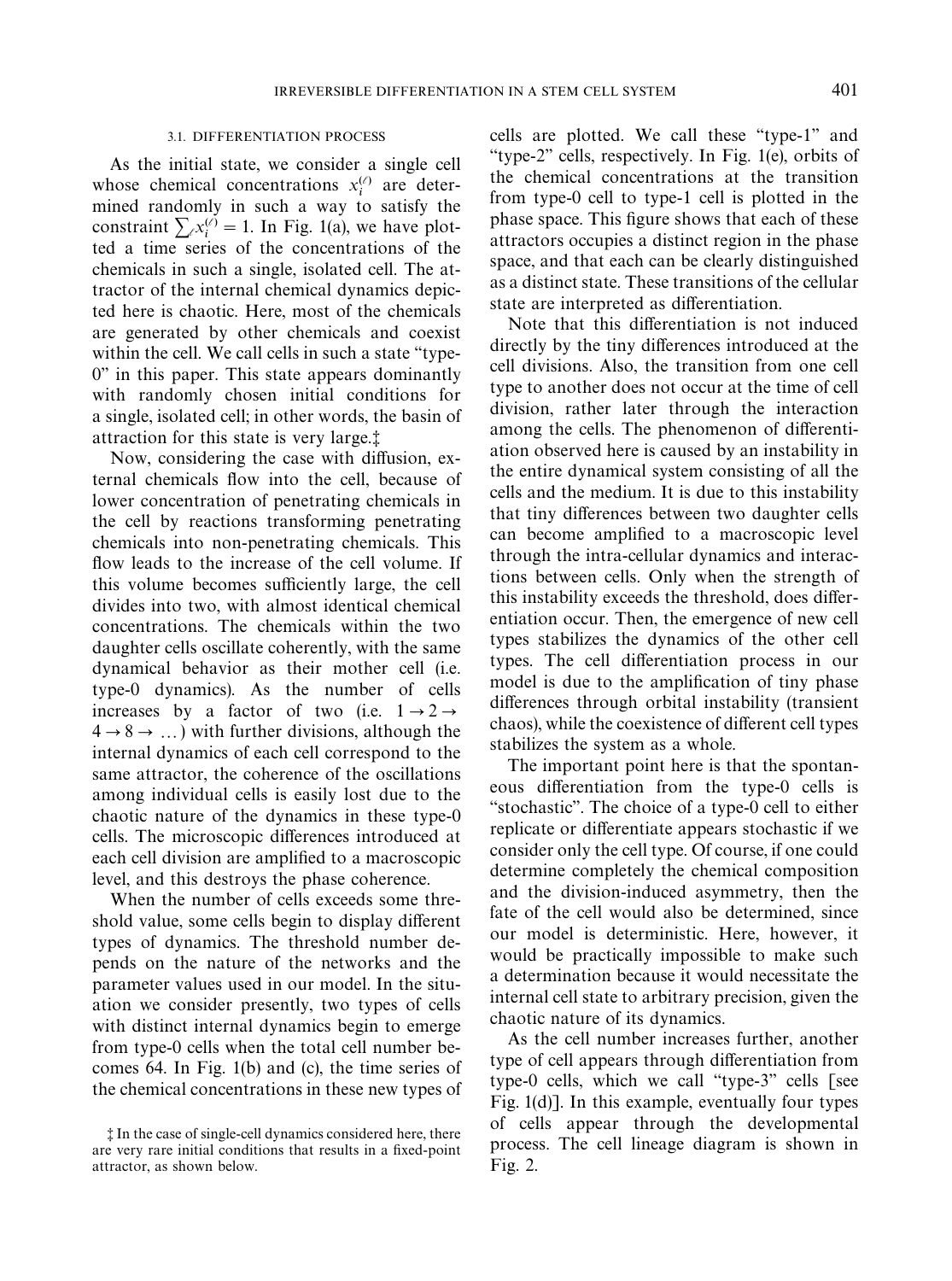### 3.1. DIFFERENTIATION PROCESS

As the initial state, we consider a single cell whose chemical concentrations $x_i^{(\ell)}$ are determined randomly in such a way to satisfy the constraint $\sum_\ell x_i^{(\ell)} = 1$. In Fig. 1(a), we have plotted a time series of the concentrations of the chemicals in such a single, isolated cell. The attractor of the internal chemical dynamics depicted here is chaotic. Here, most of the chemicals are generated by other chemicals and coexist within the cell. We call cells in such a state "type-0" in this paper. This state appears dominantly with randomly chosen initial conditions for a single, isolated cell; in other words, the basin of attraction for this state is very large.‡

Now, considering the case with diffusion, external chemicals flow into the cell, because of lower concentration of penetrating chemicals in the cell by reactions transforming penetrating chemicals into non-penetrating chemicals. This flow leads to the increase of the cell volume. If this volume becomes sufficiently large, the cell divides into two, with almost identical chemical concentrations. The chemicals within the two daughter cells oscillate coherently, with the same dynamical behavior as their mother cell (i.e. type-0 dynamics). As the number of cells increases by a factor of two (i.e. $1 \to 2 \to 4 \to 8 \to \dots$) with further divisions, although the internal dynamics of each cell correspond to the same attractor, the coherence of the oscillations among individual cells is easily lost due to the chaotic nature of the dynamics in these type-0 cells. The microscopic differences introduced at each cell division are amplified to a macroscopic level, and this destroys the phase coherence.

When the number of cells exceeds some threshold value, some cells begin to display different types of dynamics. The threshold number depends on the nature of the networks and the parameter values used in our model. In the situation we consider presently, two types of cells with distinct internal dynamics begin to emerge from type-0 cells when the total cell number becomes 64. In Fig. 1(b) and (c), the time series of the chemical concentrations in these new types of cells are plotted. We call these "type-1" and "type-2" cells, respectively. In Fig. 1(e), orbits of the chemical concentrations at the transition from type-0 cell to type-1 cell is plotted in the phase space. This figure shows that each of these attractors occupies a distinct region in the phase space, and that each can be clearly distinguished as a distinct state. These transitions of the cellular state are interpreted as differentiation.

Note that this differentiation is not induced directly by the tiny differences introduced at the cell divisions. Also, the transition from one cell type to another does not occur at the time of cell division, rather later through the interaction among the cells. The phenomenon of differentiation observed here is caused by an instability in the entire dynamical system consisting of all the cells and the medium. It is due to this instability that tiny differences between two daughter cells can become amplified to a macroscopic level through the intra-cellular dynamics and interactions between cells. Only when the strength of this instability exceeds the threshold, does differentiation occur. Then, the emergence of new cell types stabilizes the dynamics of the other cell types. The cell differentiation process in our model is due to the amplification of tiny phase differences through orbital instability (transient chaos), while the coexistence of different cell types stabilizes the system as a whole.

The important point here is that the spontaneous differentiation from the type-0 cells is "stochastic". The choice of a type-0 cell to either replicate or differentiate appears stochastic if we consider only the cell type. Of course, if one could determine completely the chemical composition and the division-induced asymmetry, then the fate of the cell would also be determined, since our model is deterministic. Here, however, it would be practically impossible to make such a determination because it would necessitate the internal cell state to arbitrary precision, given the chaotic nature of its dynamics.

As the cell number increases further, another type of cell appears through differentiation from type-0 cells, which we call "type-3" cells [see Fig. 1(d)]. In this example, eventually four types of cells appear through the developmental process. The cell lineage diagram is shown in Fig. 2.

‡ In the case of single-cell dynamics considered here, there are very rare initial conditions that results in a fixed-point attractor, as shown below.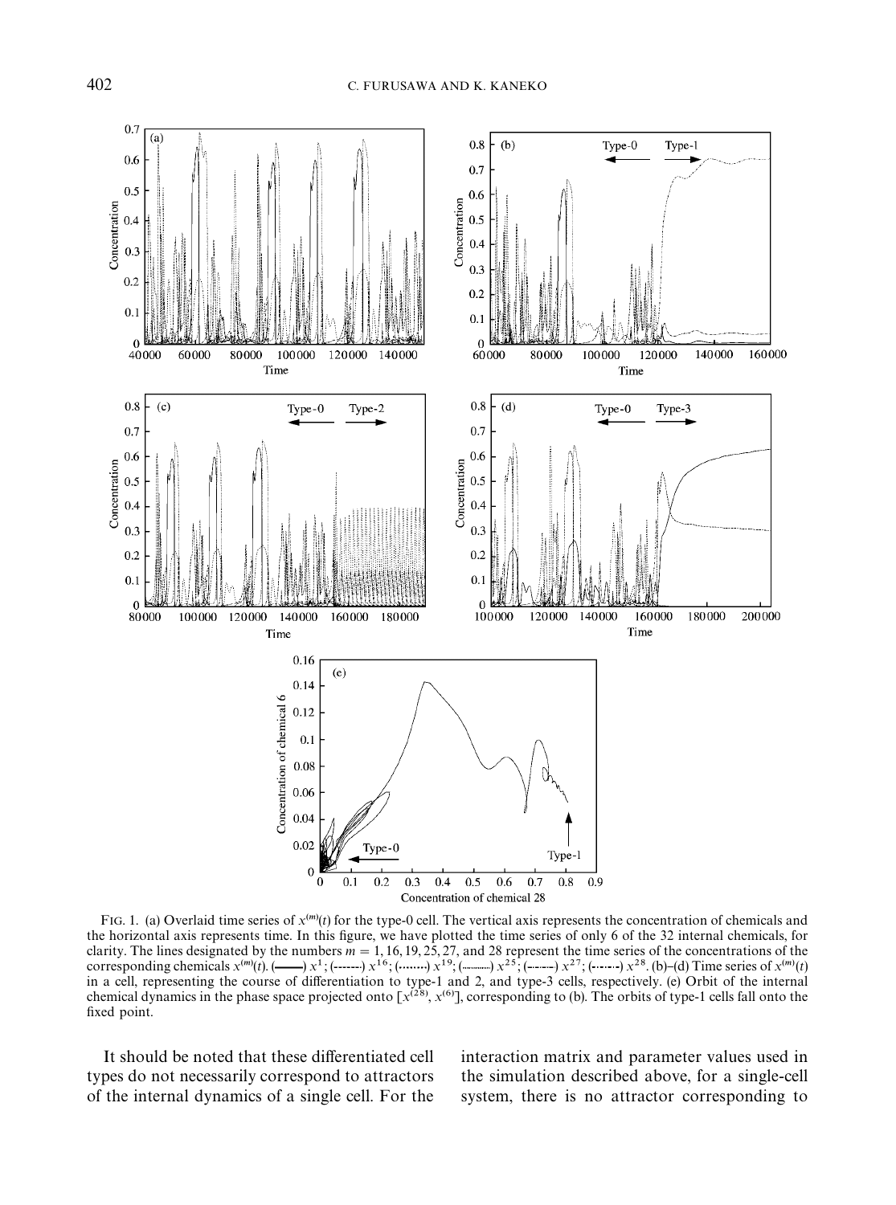FIG. 1. (a) Overlaid time series of $x^{(m)}(t)$ for the type-0 cell. The vertical axis represents the concentration of chemicals and the horizontal axis represents time. In this figure, we have plotted the time series of only 6 of the 32 internal chemicals, for clarity. The lines designated by the numbers $m = 1, 16, 19, 25, 27$, and 28 represent the time series of the concentrations of the corresponding chemicals $x^{(m)}(t)$. (——) $x^1$; (-------) $x^{16}$; (·········) $x^{19}$; (..............) $x^{25}$; (–·–·–) $x^{27}$; (-·-·-·-) $x^{28}$. (b)–(d) Time series of $x^{(m)}(t)$ in a cell, representing the course of differentiation to type-1 and 2, and type-3 cells, respectively. (e) Orbit of the internal chemical dynamics in the phase space projected onto $[x^{(28)}, x^{(6)}]$, corresponding to (b). The orbits of type-1 cells fall onto the fixed point.

It should be noted that these differentiated cell types do not necessarily correspond to attractors of the internal dynamics of a single cell. For the interaction matrix and parameter values used in the simulation described above, for a single-cell system, there is no attractor corresponding to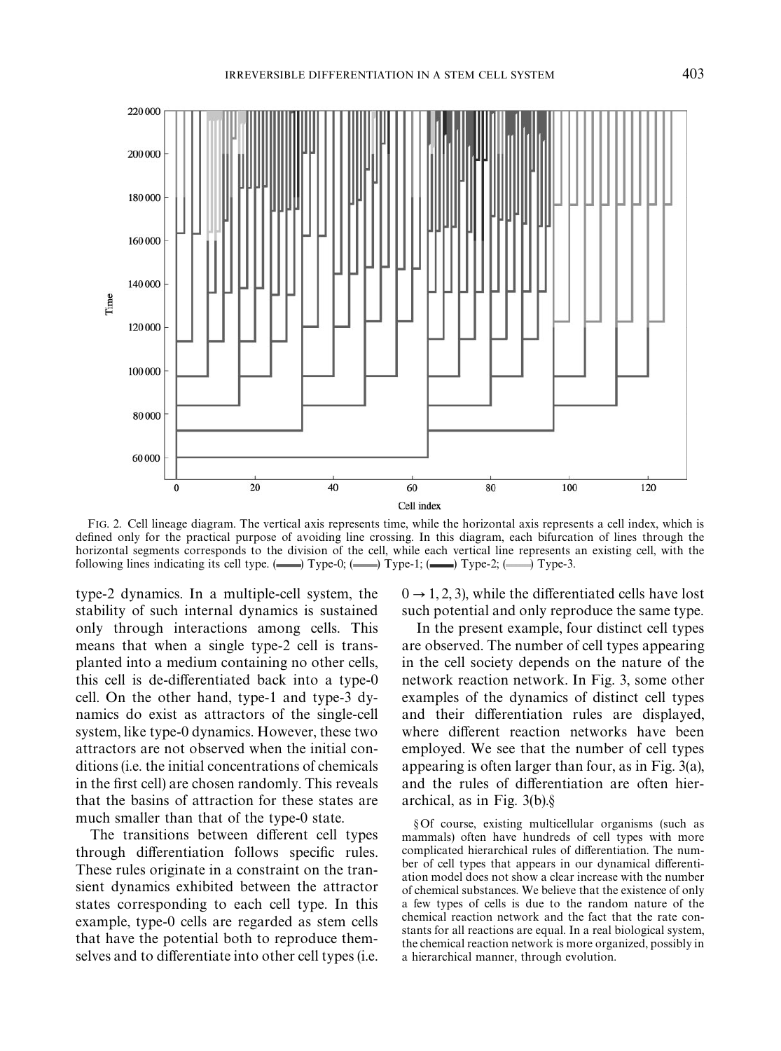FIG. 2. Cell lineage diagram. The vertical axis represents time, while the horizontal axis represents a cell index, which is defined only for the practical purpose of avoiding line crossing. In this diagram, each bifurcation of lines through the horizontal segments corresponds to the division of the cell, while each vertical line represents an existing cell, with the following lines indicating its cell type. (▬) Type-0; (▬) Type-1; (▬) Type-2; (▬) Type-3.

type-2 dynamics. In a multiple-cell system, the stability of such internal dynamics is sustained only through interactions among cells. This means that when a single type-2 cell is transplanted into a medium containing no other cells, this cell is de-differentiated back into a type-0 cell. On the other hand, type-1 and type-3 dynamics do exist as attractors of the single-cell system, like type-0 dynamics. However, these two attractors are not observed when the initial conditions (i.e. the initial concentrations of chemicals in the first cell) are chosen randomly. This reveals that the basins of attraction for these states are much smaller than that of the type-0 state.

The transitions between different cell types through differentiation follows specific rules. These rules originate in a constraint on the transient dynamics exhibited between the attractor states corresponding to each cell type. In this example, type-0 cells are regarded as stem cells that have the potential both to reproduce themselves and to differentiate into other cell types (i.e. $0 \rightarrow 1, 2, 3$), while the differentiated cells have lost such potential and only reproduce the same type.

In the present example, four distinct cell types are observed. The number of cell types appearing in the cell society depends on the nature of the network reaction network. In Fig. 3, some other examples of the dynamics of distinct cell types and their differentiation rules are displayed, where different reaction networks have been employed. We see that the number of cell types appearing is often larger than four, as in Fig. 3(a), and the rules of differentiation are often hierarchical, as in Fig. 3(b).§

§Of course, existing multicellular organisms (such as mammals) often have hundreds of cell types with more complicated hierarchical rules of differentiation. The number of cell types that appears in our dynamical differentiation model does not show a clear increase with the number of chemical substances. We believe that the existence of only a few types of cells is due to the random nature of the chemical reaction network and the fact that the rate constants for all reactions are equal. In a real biological system, the chemical reaction network is more organized, possibly in a hierarchical manner, through evolution.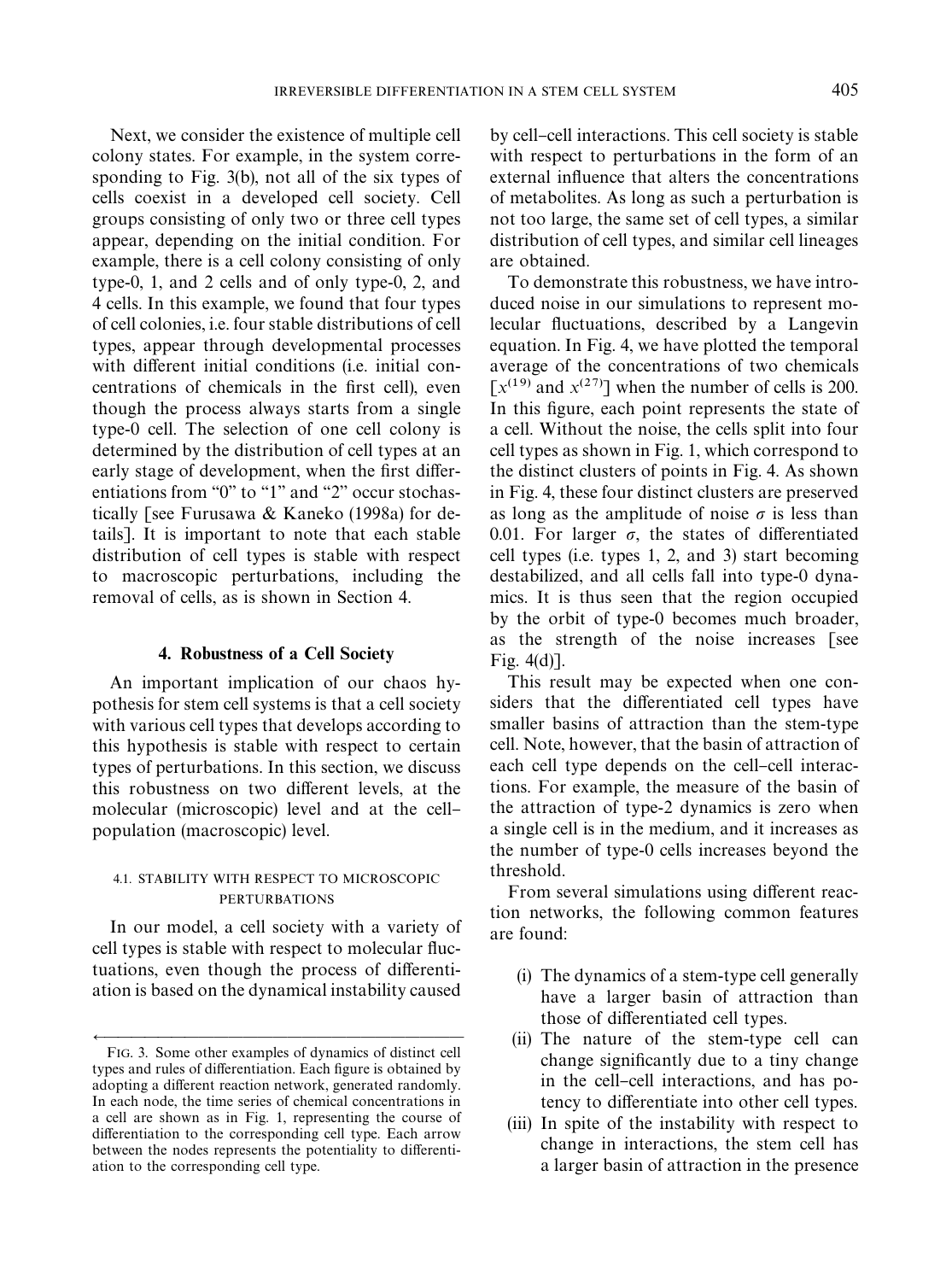Next, we consider the existence of multiple cell colony states. For example, in the system corresponding to Fig. 3(b), not all of the six types of cells coexist in a developed cell society. Cell groups consisting of only two or three cell types appear, depending on the initial condition. For example, there is a cell colony consisting of only type-0, 1, and 2 cells and of only type-0, 2, and 4 cells. In this example, we found that four types of cell colonies, i.e. four stable distributions of cell types, appear through developmental processes with different initial conditions (i.e. initial concentrations of chemicals in the first cell), even though the process always starts from a single type-0 cell. The selection of one cell colony is determined by the distribution of cell types at an early stage of development, when the first differentiations from "0" to "1" and "2" occur stochastically [see Furusawa & Kaneko (1998a) for details]. It is important to note that each stable distribution of cell types is stable with respect to macroscopic perturbations, including the removal of cells, as is shown in Section 4.

## 4. Robustness of a Cell Society

An important implication of our chaos hypothesis for stem cell systems is that a cell society with various cell types that develops according to this hypothesis is stable with respect to certain types of perturbations. In this section, we discuss this robustness on two different levels, at the molecular (microscopic) level and at the cell–population (macroscopic) level.

### 4.1. STABILITY WITH RESPECT TO MICROSCOPIC PERTURBATIONS

In our model, a cell society with a variety of cell types is stable with respect to molecular fluctuations, even though the process of differentiation is based on the dynamical instability caused by cell–cell interactions. This cell society is stable with respect to perturbations in the form of an external influence that alters the concentrations of metabolites. As long as such a perturbation is not too large, the same set of cell types, a similar distribution of cell types, and similar cell lineages are obtained.

To demonstrate this robustness, we have introduced noise in our simulations to represent molecular fluctuations, described by a Langevin equation. In Fig. 4, we have plotted the temporal average of the concentrations of two chemicals [$x^{(19)}$ and $x^{(27)}$] when the number of cells is 200. In this figure, each point represents the state of a cell. Without the noise, the cells split into four cell types as shown in Fig. 1, which correspond to the distinct clusters of points in Fig. 4. As shown in Fig. 4, these four distinct clusters are preserved as long as the amplitude of noise $\sigma$ is less than 0.01. For larger $\sigma$, the states of differentiated cell types (i.e. types 1, 2, and 3) start becoming destabilized, and all cells fall into type-0 dynamics. It is thus seen that the region occupied by the orbit of type-0 becomes much broader, as the strength of the noise increases [see Fig. 4(d)].

This result may be expected when one considers that the differentiated cell types have smaller basins of attraction than the stem-type cell. Note, however, that the basin of attraction of each cell type depends on the cell–cell interactions. For example, the measure of the basin of the attraction of type-2 dynamics is zero when a single cell is in the medium, and it increases as the number of type-0 cells increases beyond the threshold.

From several simulations using different reaction networks, the following common features are found:

(i) The dynamics of a stem-type cell generally have a larger basin of attraction than those of differentiated cell types.
(ii) The nature of the stem-type cell can change significantly due to a tiny change in the cell–cell interactions, and has potency to differentiate into other cell types.
(iii) In spite of the instability with respect to change in interactions, the stem cell has a larger basin of attraction in the presence

FIG. 3. Some other examples of dynamics of distinct cell types and rules of differentiation. Each figure is obtained by adopting a different reaction network, generated randomly. In each node, the time series of chemical concentrations in a cell are shown as in Fig. 1, representing the course of differentiation to the corresponding cell type. Each arrow between the nodes represents the potentiality to differentiation to the corresponding cell type.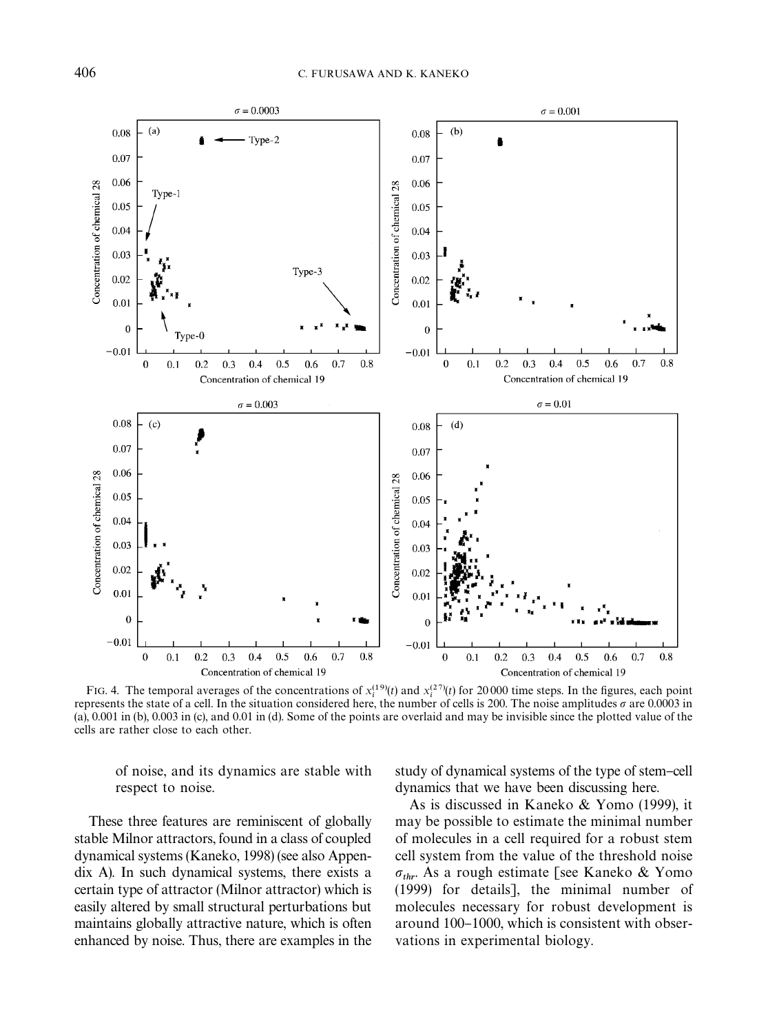FIG. 4. The temporal averages of the concentrations of $x_i^{(19)}(t)$ and $x_i^{(27)}(t)$ for 20 000 time steps. In the figures, each point represents the state of a cell. In the situation considered here, the number of cells is 200. The noise amplitudes $\sigma$ are 0.0003 in (a), 0.001 in (b), 0.003 in (c), and 0.01 in (d). Some of the points are overlaid and may be invisible since the plotted value of the cells are rather close to each other.

of noise, and its dynamics are stable with respect to noise.

These three features are reminiscent of globally stable Milnor attractors, found in a class of coupled dynamical systems (Kaneko, 1998) (see also Appendix A). In such dynamical systems, there exists a certain type of attractor (Milnor attractor) which is easily altered by small structural perturbations but maintains globally attractive nature, which is often enhanced by noise. Thus, there are examples in the study of dynamical systems of the type of stem–cell dynamics that we have been discussing here.

As is discussed in Kaneko & Yomo (1999), it may be possible to estimate the minimal number of molecules in a cell required for a robust stem cell system from the value of the threshold noise $\sigma_{thr}$. As a rough estimate [see Kaneko & Yomo (1999) for details], the minimal number of molecules necessary for robust development is around 100–1000, which is consistent with observations in experimental biology.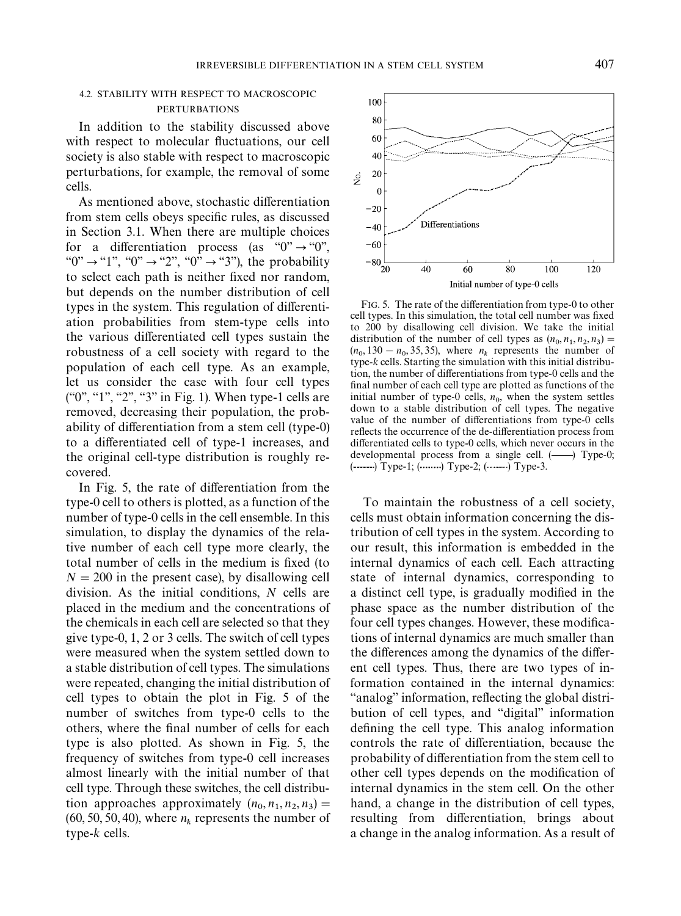### 4.2. Stability with Respect to Macroscopic Perturbations

In addition to the stability discussed above with respect to molecular fluctuations, our cell society is also stable with respect to macroscopic perturbations, for example, the removal of some cells.

As mentioned above, stochastic differentiation from stem cells obeys specific rules, as discussed in Section 3.1. When there are multiple choices for a differentiation process (as "0" → "0", "0" → "1", "0" → "2", "0" → "3"), the probability to select each path is neither fixed nor random, but depends on the number distribution of cell types in the system. This regulation of differentiation probabilities from stem-type cells into the various differentiated cell types sustain the robustness of a cell society with regard to the population of each cell type. As an example, let us consider the case with four cell types ("0", "1", "2", "3" in Fig. 1). When type-1 cells are removed, decreasing their population, the probability of differentiation from a stem cell (type-0) to a differentiated cell of type-1 increases, and the original cell-type distribution is roughly recovered.

In Fig. 5, the rate of differentiation from the type-0 cell to others is plotted, as a function of the number of type-0 cells in the cell ensemble. In this simulation, to display the dynamics of the relative number of each cell type more clearly, the total number of cells in the medium is fixed (to $N = 200$ in the present case), by disallowing cell division. As the initial conditions, $N$ cells are placed in the medium and the concentrations of the chemicals in each cell are selected so that they give type-0, 1, 2 or 3 cells. The switch of cell types were measured when the system settled down to a stable distribution of cell types. The simulations were repeated, changing the initial distribution of cell types to obtain the plot in Fig. 5 of the number of switches from type-0 cells to the others, where the final number of cells for each type is also plotted. As shown in Fig. 5, the frequency of switches from type-0 cell increases almost linearly with the initial number of that cell type. Through these switches, the cell distribution approaches approximately $(n_0, n_1, n_2, n_3) = (60, 50, 50, 40)$, where $n_k$ represents the number of type-$k$ cells.

FIG. 5. The rate of the differentiation from type-0 to other cell types. In this simulation, the total cell number was fixed to 200 by disallowing cell division. We take the initial distribution of the number of cell types as $(n_0, n_1, n_2, n_3) = (n_0, 130 - n_0, 35, 35)$, where $n_k$ represents the number of type-$k$ cells. Starting the simulation with this initial distribution, the number of differentiations from type-0 cells and the final number of each cell type are plotted as functions of the initial number of type-0 cells, $n_0$, when the system settles down to a stable distribution of cell types. The negative value of the number of differentiations from type-0 cells reflects the occurrence of the de-differentiation process from differentiated cells to type-0 cells, which never occurs in the developmental process from a single cell. (——) Type-0; (-------) Type-1; (········) Type-2; (·-·-·-·-) Type-3.

To maintain the robustness of a cell society, cells must obtain information concerning the distribution of cell types in the system. According to our result, this information is embedded in the internal dynamics of each cell. Each attracting state of internal dynamics, corresponding to a distinct cell type, is gradually modified in the phase space as the number distribution of the four cell types changes. However, these modifications of internal dynamics are much smaller than the differences among the dynamics of the different cell types. Thus, there are two types of information contained in the internal dynamics: "analog" information, reflecting the global distribution of cell types, and "digital" information defining the cell type. This analog information controls the rate of differentiation, because the probability of differentiation from the stem cell to other cell types depends on the modification of internal dynamics in the stem cell. On the other hand, a change in the distribution of cell types, resulting from differentiation, brings about a change in the analog information. As a result of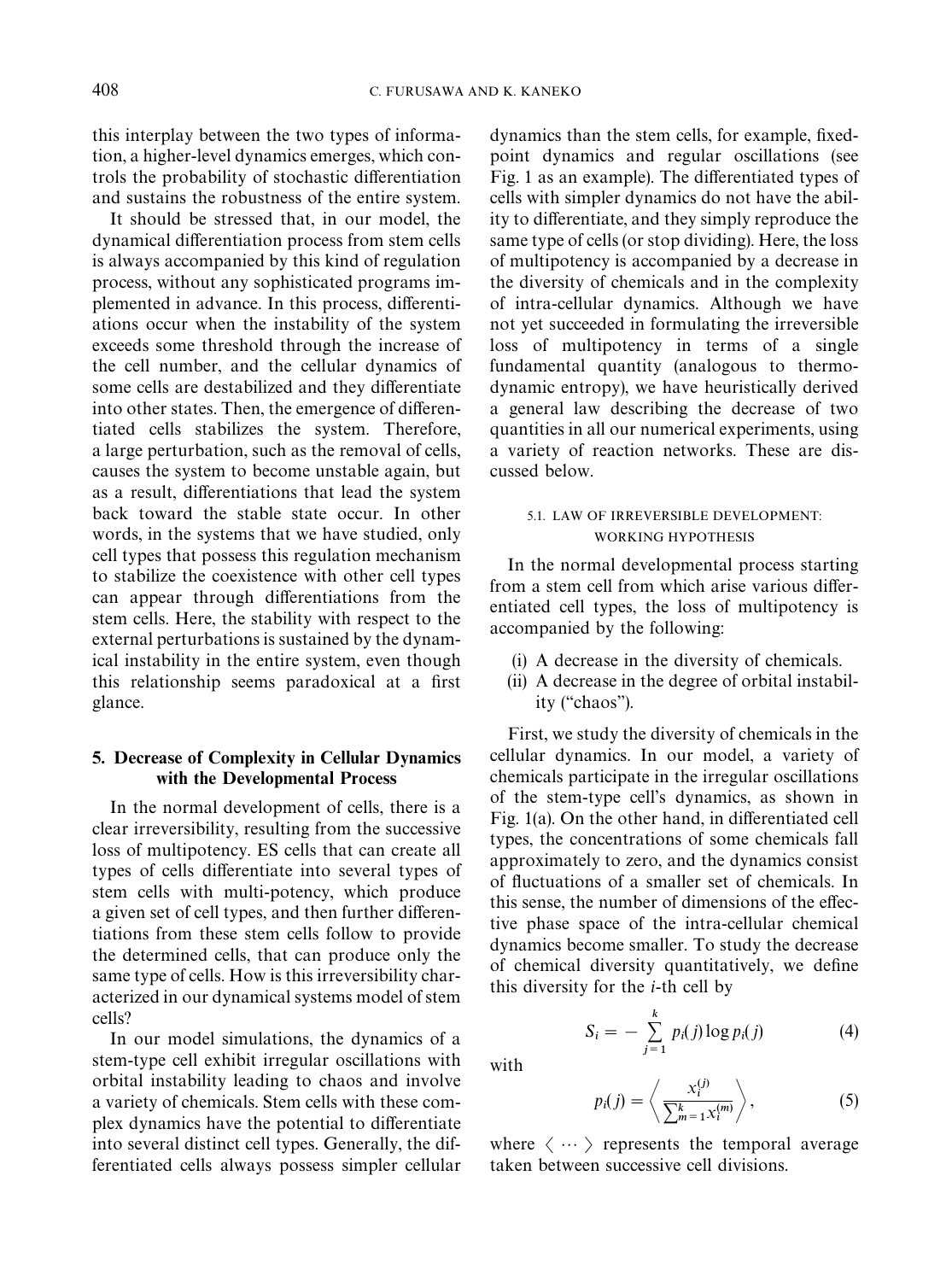this interplay between the two types of information, a higher-level dynamics emerges, which controls the probability of stochastic differentiation and sustains the robustness of the entire system.

It should be stressed that, in our model, the dynamical differentiation process from stem cells is always accompanied by this kind of regulation process, without any sophisticated programs implemented in advance. In this process, differentiations occur when the instability of the system exceeds some threshold through the increase of the cell number, and the cellular dynamics of some cells are destabilized and they differentiate into other states. Then, the emergence of differentiated cells stabilizes the system. Therefore, a large perturbation, such as the removal of cells, causes the system to become unstable again, but as a result, differentiations that lead the system back toward the stable state occur. In other words, in the systems that we have studied, only cell types that possess this regulation mechanism to stabilize the coexistence with other cell types can appear through differentiations from the stem cells. Here, the stability with respect to the external perturbations is sustained by the dynamical instability in the entire system, even though this relationship seems paradoxical at a first glance.

## 5. Decrease of Complexity in Cellular Dynamics with the Developmental Process

In the normal development of cells, there is a clear irreversibility, resulting from the successive loss of multipotency. ES cells that can create all types of cells differentiate into several types of stem cells with multi-potency, which produce a given set of cell types, and then further differentiations from these stem cells follow to provide the determined cells, that can produce only the same type of cells. How is this irreversibility characterized in our dynamical systems model of stem cells?

In our model simulations, the dynamics of a stem-type cell exhibit irregular oscillations with orbital instability leading to chaos and involve a variety of chemicals. Stem cells with these complex dynamics have the potential to differentiate into several distinct cell types. Generally, the differentiated cells always possess simpler cellular dynamics than the stem cells, for example, fixed-point dynamics and regular oscillations (see Fig. 1 as an example). The differentiated types of cells with simpler dynamics do not have the ability to differentiate, and they simply reproduce the same type of cells (or stop dividing). Here, the loss of multipotency is accompanied by a decrease in the diversity of chemicals and in the complexity of intra-cellular dynamics. Although we have not yet succeeded in formulating the irreversible loss of multipotency in terms of a single fundamental quantity (analogous to thermodynamic entropy), we have heuristically derived a general law describing the decrease of two quantities in all our numerical experiments, using a variety of reaction networks. These are discussed below.

### 5.1. LAW OF IRREVERSIBLE DEVELOPMENT: WORKING HYPOTHESIS

In the normal developmental process starting from a stem cell from which arise various differentiated cell types, the loss of multipotency is accompanied by the following:

(i) A decrease in the diversity of chemicals.
(ii) A decrease in the degree of orbital instability ("chaos").

First, we study the diversity of chemicals in the cellular dynamics. In our model, a variety of chemicals participate in the irregular oscillations of the stem-type cell's dynamics, as shown in Fig. 1(a). On the other hand, in differentiated cell types, the concentrations of some chemicals fall approximately to zero, and the dynamics consist of fluctuations of a smaller set of chemicals. In this sense, the number of dimensions of the effective phase space of the intra-cellular chemical dynamics become smaller. To study the decrease of chemical diversity quantitatively, we define this diversity for the $i$-th cell by

$$S_i = -\sum_{j=1}^{k} p_i(j) \log p_i(j) \tag{4}$$

with

$$p_i(j) = \left\langle \frac{x_i^{(j)}}{\sum_{m=1}^{k} x_i^{(m)}} \right\rangle, \tag{5}$$

where $\langle \cdots \rangle$ represents the temporal average taken between successive cell divisions.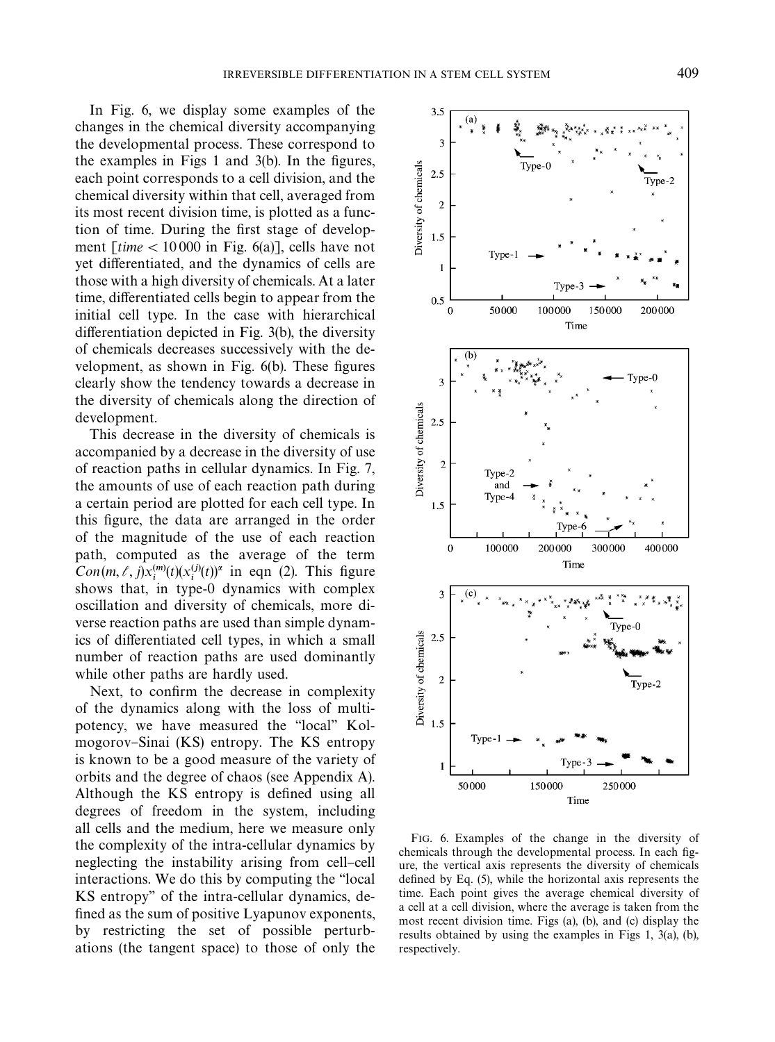In Fig. 6, we display some examples of the changes in the chemical diversity accompanying the developmental process. These correspond to the examples in Figs 1 and 3(b). In the figures, each point corresponds to a cell division, and the chemical diversity within that cell, averaged from its most recent division time, is plotted as a function of time. During the first stage of development [*time* < 10 000 in Fig. 6(a)], cells have not yet differentiated, and the dynamics of cells are those with a high diversity of chemicals. At a later time, differentiated cells begin to appear from the initial cell type. In the case with hierarchical differentiation depicted in Fig. 3(b), the diversity of chemicals decreases successively with the development, as shown in Fig. 6(b). These figures clearly show the tendency towards a decrease in the diversity of chemicals along the direction of development.

This decrease in the diversity of chemicals is accompanied by a decrease in the diversity of use of reaction paths in cellular dynamics. In Fig. 7, the amounts of use of each reaction path during a certain period are plotted for each cell type. In this figure, the data are arranged in the order of the magnitude of the use of each reaction path, computed as the average of the term $Con(m, \ell, j)x_i^{(m)}(t)(x_i^{(j)}(t))^{\alpha}$ in eqn (2). This figure shows that, in type-0 dynamics with complex oscillation and diversity of chemicals, more diverse reaction paths are used than simple dynamics of differentiated cell types, in which a small number of reaction paths are used dominantly while other paths are hardly used.

Next, to confirm the decrease in complexity of the dynamics along with the loss of multipotency, we have measured the "local" Kolmogorov–Sinai (KS) entropy. The KS entropy is known to be a good measure of the variety of orbits and the degree of chaos (see Appendix A). Although the KS entropy is defined using all degrees of freedom in the system, including all cells and the medium, here we measure only the complexity of the intra-cellular dynamics by neglecting the instability arising from cell–cell interactions. We do this by computing the "local KS entropy" of the intra-cellular dynamics, defined as the sum of positive Lyapunov exponents, by restricting the set of possible perturbations (the tangent space) to those of only the

FIG. 6. Examples of the change in the diversity of chemicals through the developmental process. In each figure, the vertical axis represents the diversity of chemicals defined by Eq. (5), while the horizontal axis represents the time. Each point gives the average chemical diversity of a cell at a cell division, where the average is taken from the most recent division time. Figs (a), (b), and (c) display the results obtained by using the examples in Figs 1, 3(a), (b), respectively.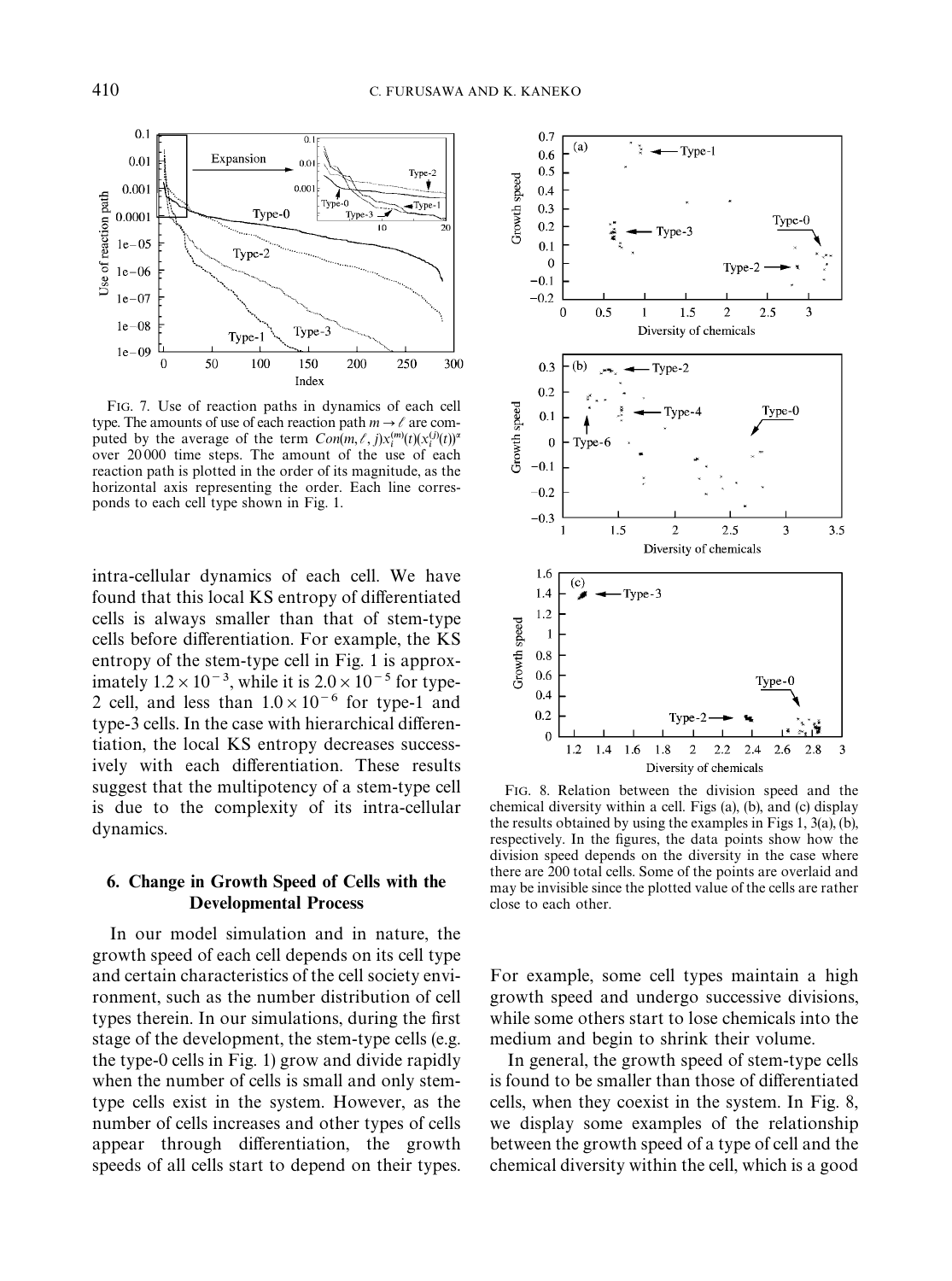FIG. 7. Use of reaction paths in dynamics of each cell type. The amounts of use of each reaction path $m \to \ell$ are computed by the average of the term $Con(m, \ell, j)x_i^{(m)}(t)(x_i^{(j)}(t))^{\alpha}$ over 20 000 time steps. The amount of the use of each reaction path is plotted in the order of its magnitude, as the horizontal axis representing the order. Each line corresponds to each cell type shown in Fig. 1.

intra-cellular dynamics of each cell. We have found that this local KS entropy of differentiated cells is always smaller than that of stem-type cells before differentiation. For example, the KS entropy of the stem-type cell in Fig. 1 is approximately $1.2 \times 10^{-3}$, while it is $2.0 \times 10^{-5}$ for type-2 cell, and less than $1.0 \times 10^{-6}$ for type-1 and type-3 cells. In the case with hierarchical differentiation, the local KS entropy decreases successively with each differentiation. These results suggest that the multipotency of a stem-type cell is due to the complexity of its intra-cellular dynamics.

## 6. Change in Growth Speed of Cells with the Developmental Process

In our model simulation and in nature, the growth speed of each cell depends on its cell type and certain characteristics of the cell society environment, such as the number distribution of cell types therein. In our simulations, during the first stage of the development, the stem-type cells (e.g. the type-0 cells in Fig. 1) grow and divide rapidly when the number of cells is small and only stem-type cells exist in the system. However, as the number of cells increases and other types of cells appear through differentiation, the growth speeds of all cells start to depend on their types. For example, some cell types maintain a high growth speed and undergo successive divisions, while some others start to lose chemicals into the medium and begin to shrink their volume.

In general, the growth speed of stem-type cells is found to be smaller than those of differentiated cells, when they coexist in the system. In Fig. 8, we display some examples of the relationship between the growth speed of a type of cell and the chemical diversity within the cell, which is a good

FIG. 8. Relation between the division speed and the chemical diversity within a cell. Figs (a), (b), and (c) display the results obtained by using the examples in Figs 1, 3(a), (b), respectively. In the figures, the data points show how the division speed depends on the diversity in the case where there are 200 total cells. Some of the points are overlaid and may be invisible since the plotted value of the cells are rather close to each other.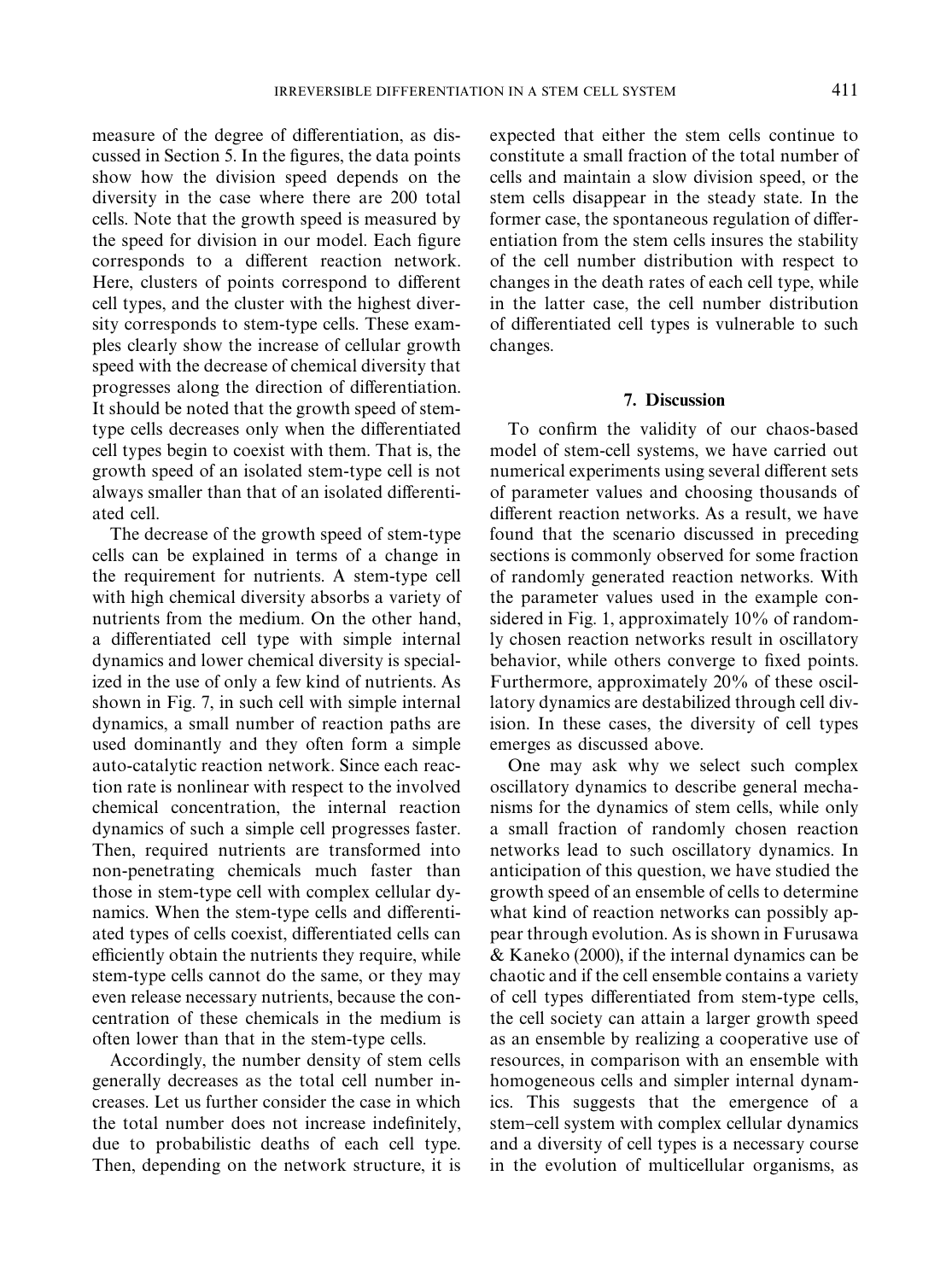measure of the degree of differentiation, as discussed in Section 5. In the figures, the data points show how the division speed depends on the diversity in the case where there are 200 total cells. Note that the growth speed is measured by the speed for division in our model. Each figure corresponds to a different reaction network. Here, clusters of points correspond to different cell types, and the cluster with the highest diversity corresponds to stem-type cells. These examples clearly show the increase of cellular growth speed with the decrease of chemical diversity that progresses along the direction of differentiation. It should be noted that the growth speed of stem-type cells decreases only when the differentiated cell types begin to coexist with them. That is, the growth speed of an isolated stem-type cell is not always smaller than that of an isolated differentiated cell.

The decrease of the growth speed of stem-type cells can be explained in terms of a change in the requirement for nutrients. A stem-type cell with high chemical diversity absorbs a variety of nutrients from the medium. On the other hand, a differentiated cell type with simple internal dynamics and lower chemical diversity is specialized in the use of only a few kind of nutrients. As shown in Fig. 7, in such cell with simple internal dynamics, a small number of reaction paths are used dominantly and they often form a simple auto-catalytic reaction network. Since each reaction rate is nonlinear with respect to the involved chemical concentration, the internal reaction dynamics of such a simple cell progresses faster. Then, required nutrients are transformed into non-penetrating chemicals much faster than those in stem-type cell with complex cellular dynamics. When the stem-type cells and differentiated types of cells coexist, differentiated cells can efficiently obtain the nutrients they require, while stem-type cells cannot do the same, or they may even release necessary nutrients, because the concentration of these chemicals in the medium is often lower than that in the stem-type cells.

Accordingly, the number density of stem cells generally decreases as the total cell number increases. Let us further consider the case in which the total number does not increase indefinitely, due to probabilistic deaths of each cell type. Then, depending on the network structure, it is expected that either the stem cells continue to constitute a small fraction of the total number of cells and maintain a slow division speed, or the stem cells disappear in the steady state. In the former case, the spontaneous regulation of differentiation from the stem cells insures the stability of the cell number distribution with respect to changes in the death rates of each cell type, while in the latter case, the cell number distribution of differentiated cell types is vulnerable to such changes.

## 7. Discussion

To confirm the validity of our chaos-based model of stem-cell systems, we have carried out numerical experiments using several different sets of parameter values and choosing thousands of different reaction networks. As a result, we have found that the scenario discussed in preceding sections is commonly observed for some fraction of randomly generated reaction networks. With the parameter values used in the example considered in Fig. 1, approximately 10% of randomly chosen reaction networks result in oscillatory behavior, while others converge to fixed points. Furthermore, approximately 20% of these oscillatory dynamics are destabilized through cell division. In these cases, the diversity of cell types emerges as discussed above.

One may ask why we select such complex oscillatory dynamics to describe general mechanisms for the dynamics of stem cells, while only a small fraction of randomly chosen reaction networks lead to such oscillatory dynamics. In anticipation of this question, we have studied the growth speed of an ensemble of cells to determine what kind of reaction networks can possibly appear through evolution. As is shown in Furusawa & Kaneko (2000), if the internal dynamics can be chaotic and if the cell ensemble contains a variety of cell types differentiated from stem-type cells, the cell society can attain a larger growth speed as an ensemble by realizing a cooperative use of resources, in comparison with an ensemble with homogeneous cells and simpler internal dynamics. This suggests that the emergence of a stem–cell system with complex cellular dynamics and a diversity of cell types is a necessary course in the evolution of multicellular organisms, as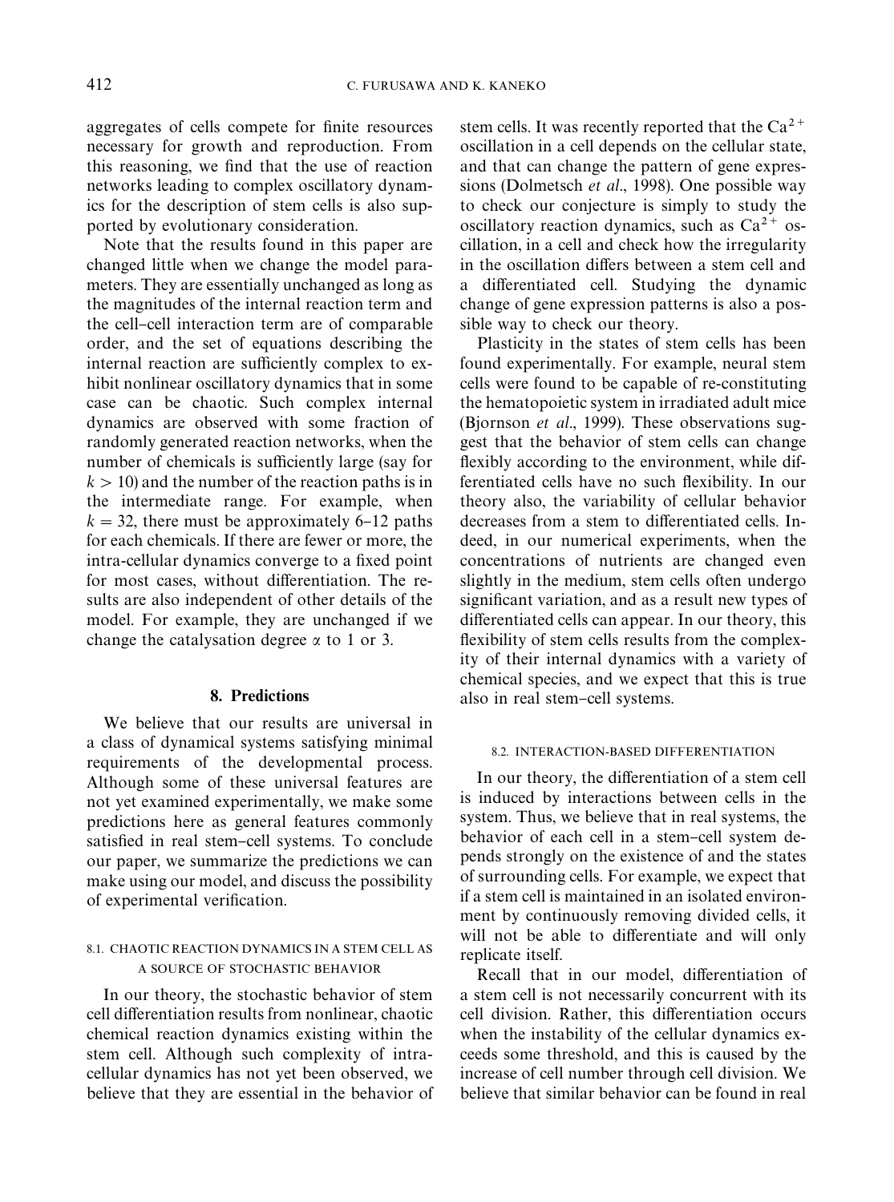aggregates of cells compete for finite resources necessary for growth and reproduction. From this reasoning, we find that the use of reaction networks leading to complex oscillatory dynamics for the description of stem cells is also supported by evolutionary consideration.

Note that the results found in this paper are changed little when we change the model parameters. They are essentially unchanged as long as the magnitudes of the internal reaction term and the cell–cell interaction term are of comparable order, and the set of equations describing the internal reaction are sufficiently complex to exhibit nonlinear oscillatory dynamics that in some case can be chaotic. Such complex internal dynamics are observed with some fraction of randomly generated reaction networks, when the number of chemicals is sufficiently large (say for $k > 10$) and the number of the reaction paths is in the intermediate range. For example, when $k = 32$, there must be approximately 6–12 paths for each chemicals. If there are fewer or more, the intra-cellular dynamics converge to a fixed point for most cases, without differentiation. The results are also independent of other details of the model. For example, they are unchanged if we change the catalysation degree $\alpha$ to 1 or 3.

## 8. Predictions

We believe that our results are universal in a class of dynamical systems satisfying minimal requirements of the developmental process. Although some of these universal features are not yet examined experimentally, we make some predictions here as general features commonly satisfied in real stem–cell systems. To conclude our paper, we summarize the predictions we can make using our model, and discuss the possibility of experimental verification.

### 8.1. CHAOTIC REACTION DYNAMICS IN A STEM CELL AS A SOURCE OF STOCHASTIC BEHAVIOR

In our theory, the stochastic behavior of stem cell differentiation results from nonlinear, chaotic chemical reaction dynamics existing within the stem cell. Although such complexity of intra-cellular dynamics has not yet been observed, we believe that they are essential in the behavior of stem cells. It was recently reported that the $Ca^{2+}$ oscillation in a cell depends on the cellular state, and that can change the pattern of gene expressions (Dolmetsch *et al*., 1998). One possible way to check our conjecture is simply to study the oscillatory reaction dynamics, such as $Ca^{2+}$ oscillation, in a cell and check how the irregularity in the oscillation differs between a stem cell and a differentiated cell. Studying the dynamic change of gene expression patterns is also a possible way to check our theory.

Plasticity in the states of stem cells has been found experimentally. For example, neural stem cells were found to be capable of re-constituting the hematopoietic system in irradiated adult mice (Bjornson *et al*., 1999). These observations suggest that the behavior of stem cells can change flexibly according to the environment, while differentiated cells have no such flexibility. In our theory also, the variability of cellular behavior decreases from a stem to differentiated cells. Indeed, in our numerical experiments, when the concentrations of nutrients are changed even slightly in the medium, stem cells often undergo significant variation, and as a result new types of differentiated cells can appear. In our theory, this flexibility of stem cells results from the complexity of their internal dynamics with a variety of chemical species, and we expect that this is true also in real stem–cell systems.

### 8.2. INTERACTION-BASED DIFFERENTIATION

In our theory, the differentiation of a stem cell is induced by interactions between cells in the system. Thus, we believe that in real systems, the behavior of each cell in a stem–cell system depends strongly on the existence of and the states of surrounding cells. For example, we expect that if a stem cell is maintained in an isolated environment by continuously removing divided cells, it will not be able to differentiate and will only replicate itself.

Recall that in our model, differentiation of a stem cell is not necessarily concurrent with its cell division. Rather, this differentiation occurs when the instability of the cellular dynamics exceeds some threshold, and this is caused by the increase of cell number through cell division. We believe that similar behavior can be found in real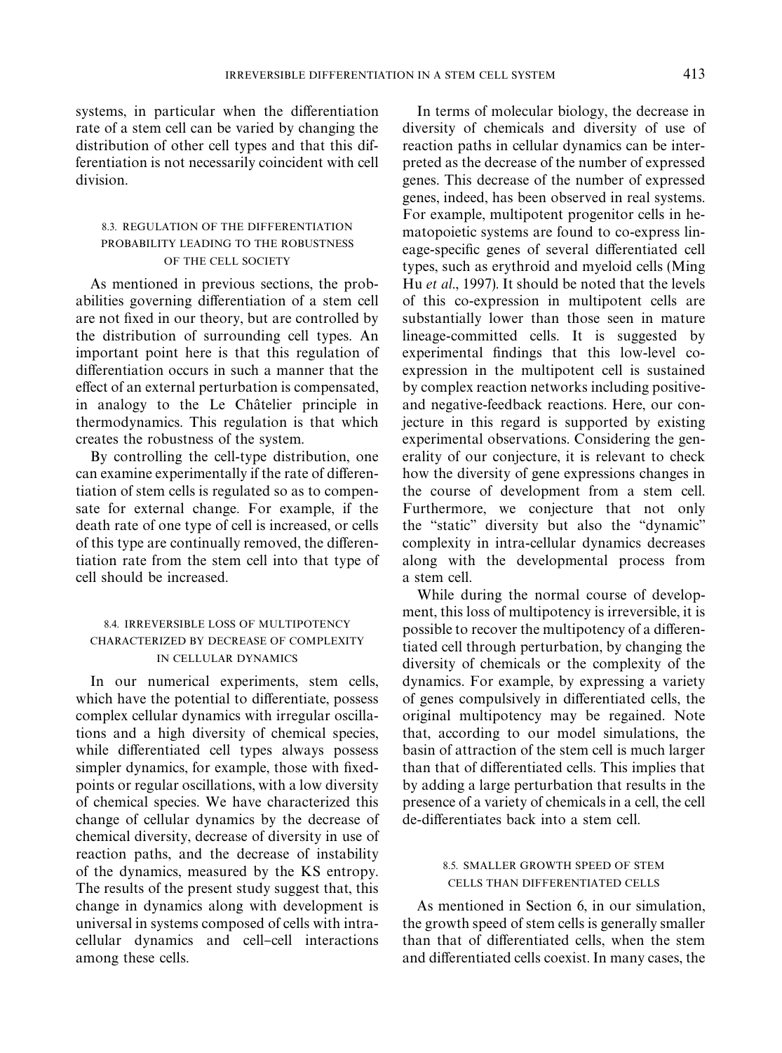systems, in particular when the differentiation rate of a stem cell can be varied by changing the distribution of other cell types and that this differentiation is not necessarily coincident with cell division.

### 8.3. REGULATION OF THE DIFFERENTIATION PROBABILITY LEADING TO THE ROBUSTNESS OF THE CELL SOCIETY

As mentioned in previous sections, the probabilities governing differentiation of a stem cell are not fixed in our theory, but are controlled by the distribution of surrounding cell types. An important point here is that this regulation of differentiation occurs in such a manner that the effect of an external perturbation is compensated, in analogy to the Le Châtelier principle in thermodynamics. This regulation is that which creates the robustness of the system.

By controlling the cell-type distribution, one can examine experimentally if the rate of differentiation of stem cells is regulated so as to compensate for external change. For example, if the death rate of one type of cell is increased, or cells of this type are continually removed, the differentiation rate from the stem cell into that type of cell should be increased.

### 8.4. IRREVERSIBLE LOSS OF MULTIPOTENCY CHARACTERIZED BY DECREASE OF COMPLEXITY IN CELLULAR DYNAMICS

In our numerical experiments, stem cells, which have the potential to differentiate, possess complex cellular dynamics with irregular oscillations and a high diversity of chemical species, while differentiated cell types always possess simpler dynamics, for example, those with fixed-points or regular oscillations, with a low diversity of chemical species. We have characterized this change of cellular dynamics by the decrease of chemical diversity, decrease of diversity in use of reaction paths, and the decrease of instability of the dynamics, measured by the KS entropy. The results of the present study suggest that, this change in dynamics along with development is universal in systems composed of cells with intra-cellular dynamics and cell–cell interactions among these cells.

In terms of molecular biology, the decrease in diversity of chemicals and diversity of use of reaction paths in cellular dynamics can be interpreted as the decrease of the number of expressed genes. This decrease of the number of expressed genes, indeed, has been observed in real systems. For example, multipotent progenitor cells in hematopoietic systems are found to co-express lineage-specific genes of several differentiated cell types, such as erythroid and myeloid cells (Ming Hu *et al*., 1997). It should be noted that the levels of this co-expression in multipotent cells are substantially lower than those seen in mature lineage-committed cells. It is suggested by experimental findings that this low-level co-expression in the multipotent cell is sustained by complex reaction networks including positive- and negative-feedback reactions. Here, our conjecture in this regard is supported by existing experimental observations. Considering the generality of our conjecture, it is relevant to check how the diversity of gene expressions changes in the course of development from a stem cell. Furthermore, we conjecture that not only the "static" diversity but also the "dynamic" complexity in intra-cellular dynamics decreases along with the developmental process from a stem cell.

While during the normal course of development, this loss of multipotency is irreversible, it is possible to recover the multipotency of a differentiated cell through perturbation, by changing the diversity of chemicals or the complexity of the dynamics. For example, by expressing a variety of genes compulsively in differentiated cells, the original multipotency may be regained. Note that, according to our model simulations, the basin of attraction of the stem cell is much larger than that of differentiated cells. This implies that by adding a large perturbation that results in the presence of a variety of chemicals in a cell, the cell de-differentiates back into a stem cell.

### 8.5. SMALLER GROWTH SPEED OF STEM CELLS THAN DIFFERENTIATED CELLS

As mentioned in Section 6, in our simulation, the growth speed of stem cells is generally smaller than that of differentiated cells, when the stem and differentiated cells coexist. In many cases, the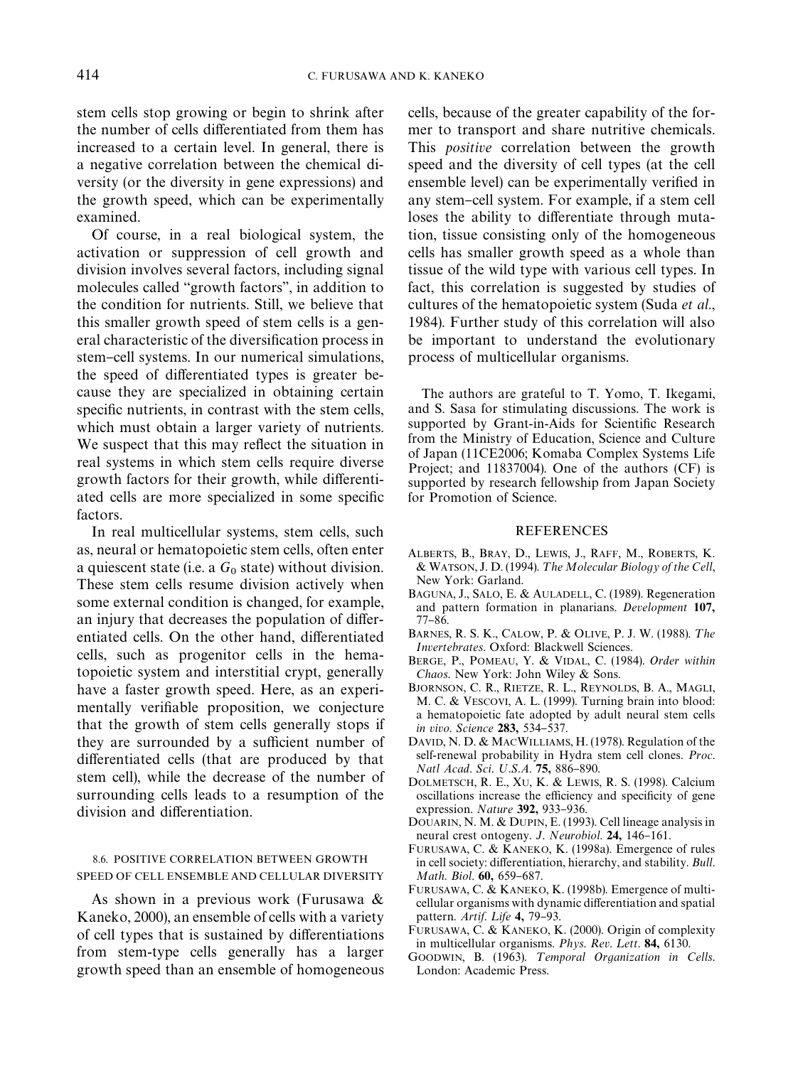stem cells stop growing or begin to shrink after the number of cells differentiated from them has increased to a certain level. In general, there is a negative correlation between the chemical diversity (or the diversity in gene expressions) and the growth speed, which can be experimentally examined.

Of course, in a real biological system, the activation or suppression of cell growth and division involves several factors, including signal molecules called "growth factors", in addition to the condition for nutrients. Still, we believe that this smaller growth speed of stem cells is a general characteristic of the diversification process in stem–cell systems. In our numerical simulations, the speed of differentiated types is greater because they are specialized in obtaining certain specific nutrients, in contrast with the stem cells, which must obtain a larger variety of nutrients. We suspect that this may reflect the situation in real systems in which stem cells require diverse growth factors for their growth, while differentiated cells are more specialized in some specific factors.

In real multicellular systems, stem cells, such as, neural or hematopoietic stem cells, often enter a quiescent state (i.e. a $G_0$ state) without division. These stem cells resume division actively when some external condition is changed, for example, an injury that decreases the population of differentiated cells. On the other hand, differentiated cells, such as progenitor cells in the hematopoietic system and interstitial crypt, generally have a faster growth speed. Here, as an experimentally verifiable proposition, we conjecture that the growth of stem cells generally stops if they are surrounded by a sufficient number of differentiated cells (that are produced by that stem cell), while the decrease of the number of surrounding cells leads to a resumption of the division and differentiation.

### 8.6. POSITIVE CORRELATION BETWEEN GROWTH SPEED OF CELL ENSEMBLE AND CELLULAR DIVERSITY

As shown in a previous work (Furusawa & Kaneko, 2000), an ensemble of cells with a variety of cell types that is sustained by differentiations from stem-type cells generally has a larger growth speed than an ensemble of homogeneous cells, because of the greater capability of the former to transport and share nutritive chemicals. This *positive* correlation between the growth speed and the diversity of cell types (at the cell ensemble level) can be experimentally verified in any stem–cell system. For example, if a stem cell loses the ability to differentiate through mutation, tissue consisting only of the homogeneous cells has smaller growth speed as a whole than tissue of the wild type with various cell types. In fact, this correlation is suggested by studies of cultures of the hematopoietic system (Suda *et al.*, 1984). Further study of this correlation will also be important to understand the evolutionary process of multicellular organisms.

The authors are grateful to T. Yomo, T. Ikegami, and S. Sasa for stimulating discussions. The work is supported by Grant-in-Aids for Scientific Research from the Ministry of Education, Science and Culture of Japan (11CE2006; Komaba Complex Systems Life Project; and 11837004). One of the authors (CF) is supported by research fellowship from Japan Society for Promotion of Science.

## REFERENCES

ALBERTS, B., BRAY, D., LEWIS, J., RAFF, M., ROBERTS, K. & WATSON, J. D. (1994). *The Molecular Biology of the Cell*, New York: Garland.

BAGUNA, J., SALO, E. & AULADELL, C. (1989). Regeneration and pattern formation in planarians. *Development* **107,** 77–86.

BARNES, R. S. K., CALOW, P. & OLIVE, P. J. W. (1988). *The Invertebrates*. Oxford: Blackwell Sciences.

BERGE, P., POMEAU, Y. & VIDAL, C. (1984). *Order within Chaos*. New York: John Wiley & Sons.

BJORNSON, C. R., RIETZE, R. L., REYNOLDS, B. A., MAGLI, M. C. & VESCOVI, A. L. (1999). Turning brain into blood: a hematopoietic fate adopted by adult neural stem cells *in vivo*. *Science* **283,** 534–537.

DAVID, N. D. & MACWILLIAMS, H. (1978). Regulation of the self-renewal probability in Hydra stem cell clones. *Proc. Natl Acad. Sci. U.S.A.* **75,** 886–890.

DOLMETSCH, R. E., XU, K. & LEWIS, R. S. (1998). Calcium oscillations increase the efficiency and specificity of gene expression. *Nature* **392,** 933–936.

DOUARIN, N. M. & DUPIN, E. (1993). Cell lineage analysis in neural crest ontogeny. *J. Neurobiol.* **24,** 146–161.

FURUSAWA, C. & KANEKO, K. (1998a). Emergence of rules in cell society: differentiation, hierarchy, and stability. *Bull. Math. Biol.* **60,** 659–687.

FURUSAWA, C. & KANEKO, K. (1998b). Emergence of multicellular organisms with dynamic differentiation and spatial pattern. *Artif. Life* **4,** 79–93.

FURUSAWA, C. & KANEKO, K. (2000). Origin of complexity in multicellular organisms. *Phys. Rev. Lett*. **84,** 6130.

GOODWIN, B. (1963). *Temporal Organization in Cells*. London: Academic Press.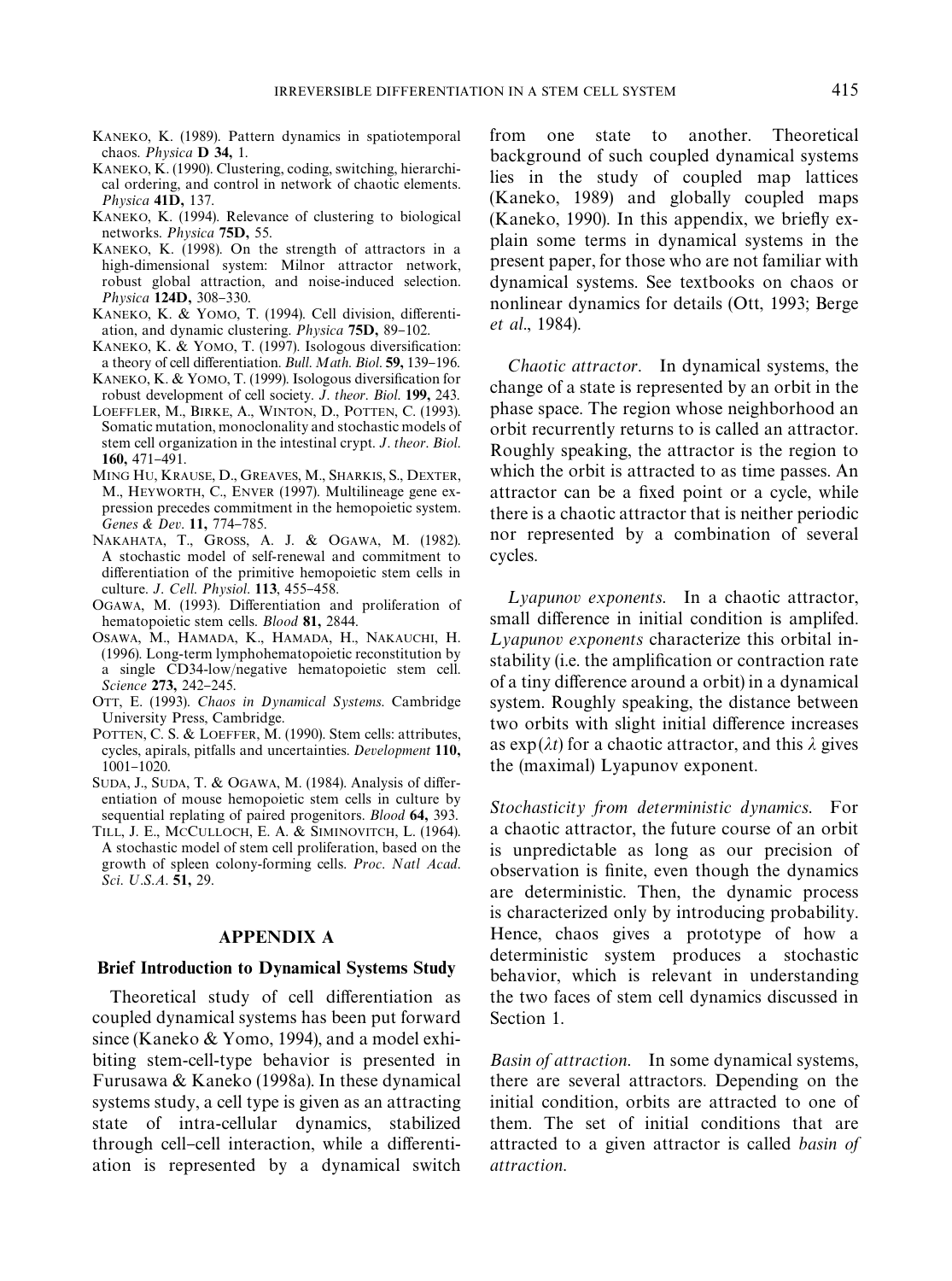KANEKO, K. (1989). Pattern dynamics in spatiotemporal chaos. *Physica* **D 34,** 1.

KANEKO, K. (1990). Clustering, coding, switching, hierarchical ordering, and control in network of chaotic elements. *Physica* **41D,** 137.

KANEKO, K. (1994). Relevance of clustering to biological networks. *Physica* **75D,** 55.

KANEKO, K. (1998). On the strength of attractors in a high-dimensional system: Milnor attractor network, robust global attraction, and noise-induced selection. *Physica* **124D,** 308–330.

KANEKO, K. & YOMO, T. (1994). Cell division, differentiation, and dynamic clustering. *Physica* **75D,** 89–102.

KANEKO, K. & YOMO, T. (1997). Isologous diversification: a theory of cell differentiation. *Bull. Math. Biol.* **59,** 139–196.

KANEKO, K. & YOMO, T. (1999). Isologous diversification for robust development of cell society. *J. theor. Biol.* **199,** 243.

LOEFFLER, M., BIRKE, A., WINTON, D., POTTEN, C. (1993). Somatic mutation, monoclonality and stochastic models of stem cell organization in the intestinal crypt. *J. theor. Biol.* **160,** 471–491.

MING HU, KRAUSE, D., GREAVES, M., SHARKIS, S., DEXTER, M., HEYWORTH, C., ENVER (1997). Multilineage gene expression precedes commitment in the hemopoietic system. *Genes & Dev.* **11,** 774–785.

NAKAHATA, T., GROSS, A. J. & OGAWA, M. (1982). A stochastic model of self-renewal and commitment to differentiation of the primitive hemopoietic stem cells in culture. *J. Cell. Physiol.* **113**, 455–458.

OGAWA, M. (1993). Differentiation and proliferation of hematopoietic stem cells. *Blood* **81,** 2844.

OSAWA, M., HAMADA, K., HAMADA, H., NAKAUCHI, H. (1996). Long-term lymphohematopoietic reconstitution by a single CD34-low/negative hematopoietic stem cell. *Science* **273,** 242–245.

OTT, E. (1993). *Chaos in Dynamical Systems.* Cambridge University Press, Cambridge.

POTTEN, C. S. & LOEFFER, M. (1990). Stem cells: attributes, cycles, apirals, pitfalls and uncertainties. *Development* **110,** 1001–1020.

SUDA, J., SUDA, T. & OGAWA, M. (1984). Analysis of differentiation of mouse hemopoietic stem cells in culture by sequential replating of paired progenitors. *Blood* **64,** 393.

TILL, J. E., MCCULLOCH, E. A. & SIMINOVITCH, L. (1964). A stochastic model of stem cell proliferation, based on the growth of spleen colony-forming cells. *Proc. Natl Acad. Sci. U.S.A.* **51,** 29.

## APPENDIX A

### Brief Introduction to Dynamical Systems Study

Theoretical study of cell differentiation as coupled dynamical systems has been put forward since (Kaneko & Yomo, 1994), and a model exhibiting stem-cell-type behavior is presented in Furusawa & Kaneko (1998a). In these dynamical systems study, a cell type is given as an attracting state of intra-cellular dynamics, stabilized through cell–cell interaction, while a differentiation is represented by a dynamical switch from one state to another. Theoretical background of such coupled dynamical systems lies in the study of coupled map lattices (Kaneko, 1989) and globally coupled maps (Kaneko, 1990). In this appendix, we briefly explain some terms in dynamical systems in the present paper, for those who are not familiar with dynamical systems. See textbooks on chaos or nonlinear dynamics for details (Ott, 1993; Berge *et al*., 1984).

*Chaotic attractor.* In dynamical systems, the change of a state is represented by an orbit in the phase space. The region whose neighborhood an orbit recurrently returns to is called an attractor. Roughly speaking, the attractor is the region to which the orbit is attracted to as time passes. An attractor can be a fixed point or a cycle, while there is a chaotic attractor that is neither periodic nor represented by a combination of several cycles.

*Lyapunov exponents.* In a chaotic attractor, small difference in initial condition is amplifed. *Lyapunov exponents* characterize this orbital instability (i.e. the amplification or contraction rate of a tiny difference around a orbit) in a dynamical system. Roughly speaking, the distance between two orbits with slight initial difference increases as $\exp(\lambda t)$ for a chaotic attractor, and this $\lambda$ gives the (maximal) Lyapunov exponent.

*Stochasticity from deterministic dynamics.* For a chaotic attractor, the future course of an orbit is unpredictable as long as our precision of observation is finite, even though the dynamics are deterministic. Then, the dynamic process is characterized only by introducing probability. Hence, chaos gives a prototype of how a deterministic system produces a stochastic behavior, which is relevant in understanding the two faces of stem cell dynamics discussed in Section 1.

*Basin of attraction.* In some dynamical systems, there are several attractors. Depending on the initial condition, orbits are attracted to one of them. The set of initial conditions that are attracted to a given attractor is called *basin of attraction.*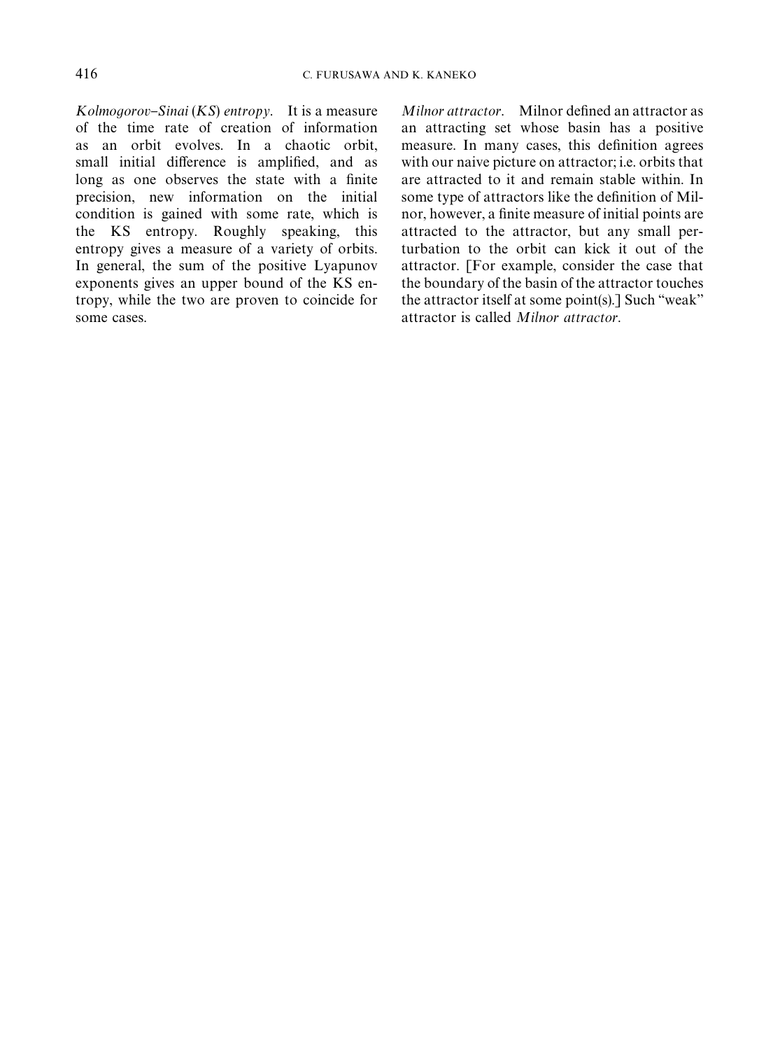*Kolmogorov–Sinai* (*KS*) *entropy*. It is a measure of the time rate of creation of information as an orbit evolves. In a chaotic orbit, small initial difference is amplified, and as long as one observes the state with a finite precision, new information on the initial condition is gained with some rate, which is the KS entropy. Roughly speaking, this entropy gives a measure of a variety of orbits. In general, the sum of the positive Lyapunov exponents gives an upper bound of the KS entropy, while the two are proven to coincide for some cases.

*Milnor attractor*. Milnor defined an attractor as an attracting set whose basin has a positive measure. In many cases, this definition agrees with our naive picture on attractor; i.e. orbits that are attracted to it and remain stable within. In some type of attractors like the definition of Milnor, however, a finite measure of initial points are attracted to the attractor, but any small perturbation to the orbit can kick it out of the attractor. [For example, consider the case that the boundary of the basin of the attractor touches the attractor itself at some point(s).] Such "weak" attractor is called *Milnor attractor*.